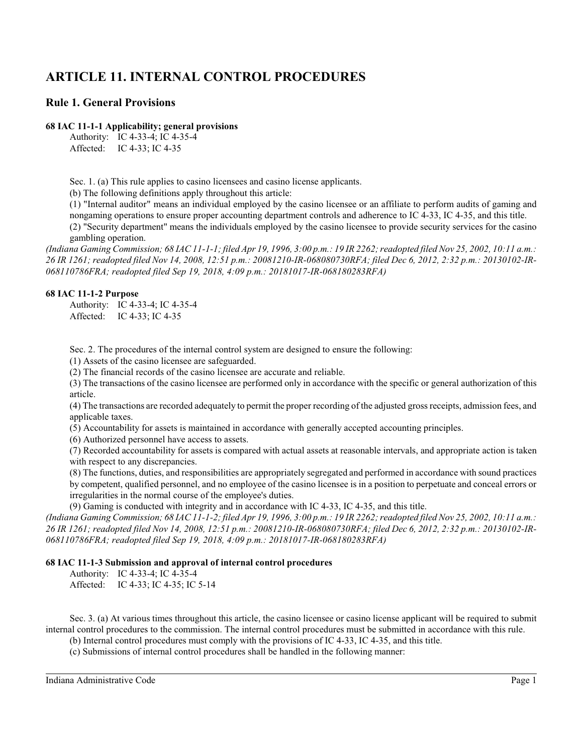# ARTICLE 11. INTERNAL CONTROL PROCEDURES

## Rule 1. General Provisions

### 68 IAC 11-1-1 Applicability; general provisions

Authority: IC 4-33-4; IC 4-35-4
Affected: IC 4-33; IC 4-35

Sec. 1. (a) This rule applies to casino licensees and casino license applicants.

(b) The following definitions apply throughout this article:

(1) "Internal auditor" means an individual employed by the casino licensee or an affiliate to perform audits of gaming and nongaming operations to ensure proper accounting department controls and adherence to IC 4-33, IC 4-35, and this title.

(2) "Security department" means the individuals employed by the casino licensee to provide security services for the casino gambling operation.

*(Indiana Gaming Commission; 68 IAC 11-1-1; filed Apr 19, 1996, 3:00 p.m.: 19 IR 2262; readopted filed Nov 25, 2002, 10:11 a.m.: 26 IR 1261; readopted filed Nov 14, 2008, 12:51 p.m.: 20081210-IR-068080730RFA; filed Dec 6, 2012, 2:32 p.m.: 20130102-IR-068110786FRA; readopted filed Sep 19, 2018, 4:09 p.m.: 20181017-IR-068180283RFA)*

### 68 IAC 11-1-2 Purpose

Authority: IC 4-33-4; IC 4-35-4
Affected: IC 4-33; IC 4-35

Sec. 2. The procedures of the internal control system are designed to ensure the following:

(1) Assets of the casino licensee are safeguarded.

(2) The financial records of the casino licensee are accurate and reliable.

(3) The transactions of the casino licensee are performed only in accordance with the specific or general authorization of this article.

(4) The transactions are recorded adequately to permit the proper recording of the adjusted gross receipts, admission fees, and applicable taxes.

(5) Accountability for assets is maintained in accordance with generally accepted accounting principles.

(6) Authorized personnel have access to assets.

(7) Recorded accountability for assets is compared with actual assets at reasonable intervals, and appropriate action is taken with respect to any discrepancies.

(8) The functions, duties, and responsibilities are appropriately segregated and performed in accordance with sound practices by competent, qualified personnel, and no employee of the casino licensee is in a position to perpetuate and conceal errors or irregularities in the normal course of the employee's duties.

(9) Gaming is conducted with integrity and in accordance with IC 4-33, IC 4-35, and this title.

*(Indiana Gaming Commission; 68 IAC 11-1-2; filed Apr 19, 1996, 3:00 p.m.: 19 IR 2262; readopted filed Nov 25, 2002, 10:11 a.m.: 26 IR 1261; readopted filed Nov 14, 2008, 12:51 p.m.: 20081210-IR-068080730RFA; filed Dec 6, 2012, 2:32 p.m.: 20130102-IR-068110786FRA; readopted filed Sep 19, 2018, 4:09 p.m.: 20181017-IR-068180283RFA)*

### 68 IAC 11-1-3 Submission and approval of internal control procedures

Authority: IC 4-33-4; IC 4-35-4
Affected: IC 4-33; IC 4-35; IC 5-14

Sec. 3. (a) At various times throughout this article, the casino licensee or casino license applicant will be required to submit internal control procedures to the commission. The internal control procedures must be submitted in accordance with this rule.

(b) Internal control procedures must comply with the provisions of IC 4-33, IC 4-35, and this title.

(c) Submissions of internal control procedures shall be handled in the following manner: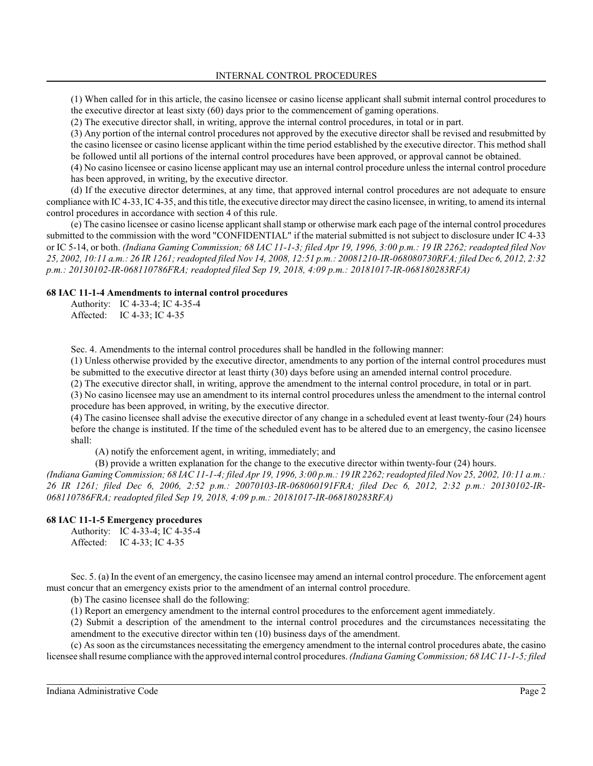(1) When called for in this article, the casino licensee or casino license applicant shall submit internal control procedures to the executive director at least sixty (60) days prior to the commencement of gaming operations.

(2) The executive director shall, in writing, approve the internal control procedures, in total or in part.

(3) Any portion of the internal control procedures not approved by the executive director shall be revised and resubmitted by the casino licensee or casino license applicant within the time period established by the executive director. This method shall be followed until all portions of the internal control procedures have been approved, or approval cannot be obtained.

(4) No casino licensee or casino license applicant may use an internal control procedure unless the internal control procedure has been approved, in writing, by the executive director.

(d) If the executive director determines, at any time, that approved internal control procedures are not adequate to ensure compliance with IC 4-33, IC 4-35, and this title, the executive director may direct the casino licensee, in writing, to amend its internal control procedures in accordance with section 4 of this rule.

(e) The casino licensee or casino license applicant shall stamp or otherwise mark each page of the internal control procedures submitted to the commission with the word "CONFIDENTIAL" if the material submitted is not subject to disclosure under IC 4-33 or IC 5-14, or both. *(Indiana Gaming Commission; 68 IAC 11-1-3; filed Apr 19, 1996, 3:00 p.m.: 19 IR 2262; readopted filed Nov 25, 2002, 10:11 a.m.: 26 IR 1261; readopted filed Nov 14, 2008, 12:51 p.m.: 20081210-IR-068080730RFA; filed Dec 6, 2012, 2:32 p.m.: 20130102-IR-068110786FRA; readopted filed Sep 19, 2018, 4:09 p.m.: 20181017-IR-068180283RFA)*

**68 IAC 11-1-4 Amendments to internal control procedures**

Authority: IC 4-33-4; IC 4-35-4
Affected: IC 4-33; IC 4-35

Sec. 4. Amendments to the internal control procedures shall be handled in the following manner:

(1) Unless otherwise provided by the executive director, amendments to any portion of the internal control procedures must be submitted to the executive director at least thirty (30) days before using an amended internal control procedure.

(2) The executive director shall, in writing, approve the amendment to the internal control procedure, in total or in part.

(3) No casino licensee may use an amendment to its internal control procedures unless the amendment to the internal control procedure has been approved, in writing, by the executive director.

(4) The casino licensee shall advise the executive director of any change in a scheduled event at least twenty-four (24) hours before the change is instituted. If the time of the scheduled event has to be altered due to an emergency, the casino licensee shall:

(A) notify the enforcement agent, in writing, immediately; and

(B) provide a written explanation for the change to the executive director within twenty-four (24) hours.

*(Indiana Gaming Commission; 68 IAC 11-1-4; filed Apr 19, 1996, 3:00 p.m.: 19 IR 2262; readopted filed Nov 25, 2002, 10:11 a.m.: 26 IR 1261; filed Dec 6, 2006, 2:52 p.m.: 20070103-IR-068060191FRA; filed Dec 6, 2012, 2:32 p.m.: 20130102-IR-068110786FRA; readopted filed Sep 19, 2018, 4:09 p.m.: 20181017-IR-068180283RFA)*

**68 IAC 11-1-5 Emergency procedures**

Authority: IC 4-33-4; IC 4-35-4
Affected: IC 4-33; IC 4-35

Sec. 5. (a) In the event of an emergency, the casino licensee may amend an internal control procedure. The enforcement agent must concur that an emergency exists prior to the amendment of an internal control procedure.

(b) The casino licensee shall do the following:

(1) Report an emergency amendment to the internal control procedures to the enforcement agent immediately.

(2) Submit a description of the amendment to the internal control procedures and the circumstances necessitating the amendment to the executive director within ten (10) business days of the amendment.

(c) As soon as the circumstances necessitating the emergency amendment to the internal control procedures abate, the casino licensee shall resume compliance with the approved internal control procedures. *(Indiana Gaming Commission; 68 IAC 11-1-5; filed*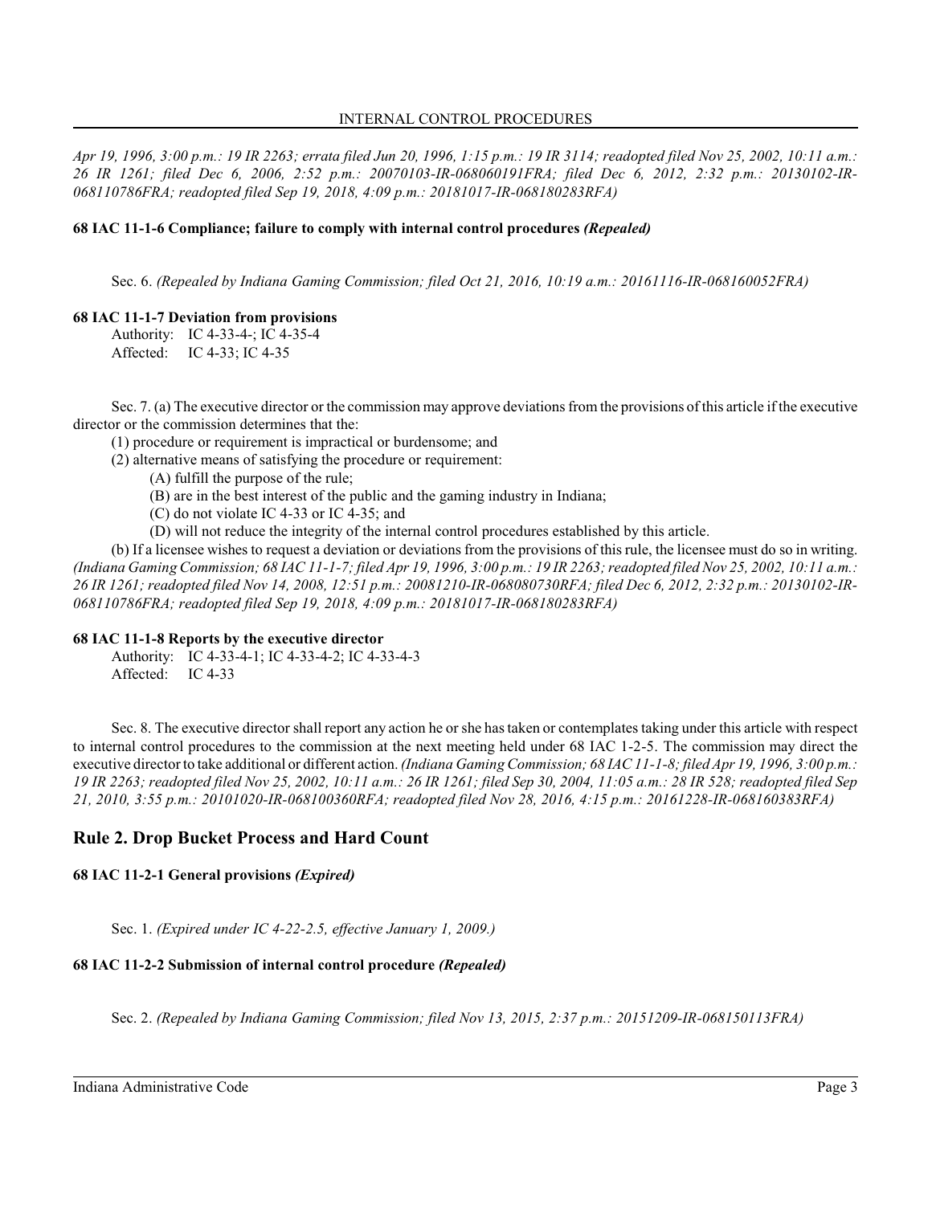*Apr 19, 1996, 3:00 p.m.: 19 IR 2263; errata filed Jun 20, 1996, 1:15 p.m.: 19 IR 3114; readopted filed Nov 25, 2002, 10:11 a.m.: 26 IR 1261; filed Dec 6, 2006, 2:52 p.m.: 20070103-IR-068060191FRA; filed Dec 6, 2012, 2:32 p.m.: 20130102-IR-068110786FRA; readopted filed Sep 19, 2018, 4:09 p.m.: 20181017-IR-068180283RFA)*

**68 IAC 11-1-6 Compliance; failure to comply with internal control procedures *(Repealed)***

Sec. 6. *(Repealed by Indiana Gaming Commission; filed Oct 21, 2016, 10:19 a.m.: 20161116-IR-068160052FRA)*

**68 IAC 11-1-7 Deviation from provisions**

Authority: IC 4-33-4-; IC 4-35-4
Affected: IC 4-33; IC 4-35

Sec. 7. (a) The executive director or the commission may approve deviations from the provisions of this article if the executive director or the commission determines that the:

(1) procedure or requirement is impractical or burdensome; and
(2) alternative means of satisfying the procedure or requirement:
  (A) fulfill the purpose of the rule;
  (B) are in the best interest of the public and the gaming industry in Indiana;
  (C) do not violate IC 4-33 or IC 4-35; and
  (D) will not reduce the integrity of the internal control procedures established by this article.

(b) If a licensee wishes to request a deviation or deviations from the provisions of this rule, the licensee must do so in writing. *(Indiana Gaming Commission; 68 IAC 11-1-7; filed Apr 19, 1996, 3:00 p.m.: 19 IR 2263; readopted filed Nov 25, 2002, 10:11 a.m.: 26 IR 1261; readopted filed Nov 14, 2008, 12:51 p.m.: 20081210-IR-068080730RFA; filed Dec 6, 2012, 2:32 p.m.: 20130102-IR-068110786FRA; readopted filed Sep 19, 2018, 4:09 p.m.: 20181017-IR-068180283RFA)*

**68 IAC 11-1-8 Reports by the executive director**

Authority: IC 4-33-4-1; IC 4-33-4-2; IC 4-33-4-3
Affected: IC 4-33

Sec. 8. The executive director shall report any action he or she has taken or contemplates taking under this article with respect to internal control procedures to the commission at the next meeting held under 68 IAC 1-2-5. The commission may direct the executive director to take additional or different action. *(Indiana Gaming Commission; 68 IAC 11-1-8; filed Apr 19, 1996, 3:00 p.m.: 19 IR 2263; readopted filed Nov 25, 2002, 10:11 a.m.: 26 IR 1261; filed Sep 30, 2004, 11:05 a.m.: 28 IR 528; readopted filed Sep 21, 2010, 3:55 p.m.: 20101020-IR-068100360RFA; readopted filed Nov 28, 2016, 4:15 p.m.: 20161228-IR-068160383RFA)*

## Rule 2. Drop Bucket Process and Hard Count

**68 IAC 11-2-1 General provisions *(Expired)***

Sec. 1. *(Expired under IC 4-22-2.5, effective January 1, 2009.)*

**68 IAC 11-2-2 Submission of internal control procedure *(Repealed)***

Sec. 2. *(Repealed by Indiana Gaming Commission; filed Nov 13, 2015, 2:37 p.m.: 20151209-IR-068150113FRA)*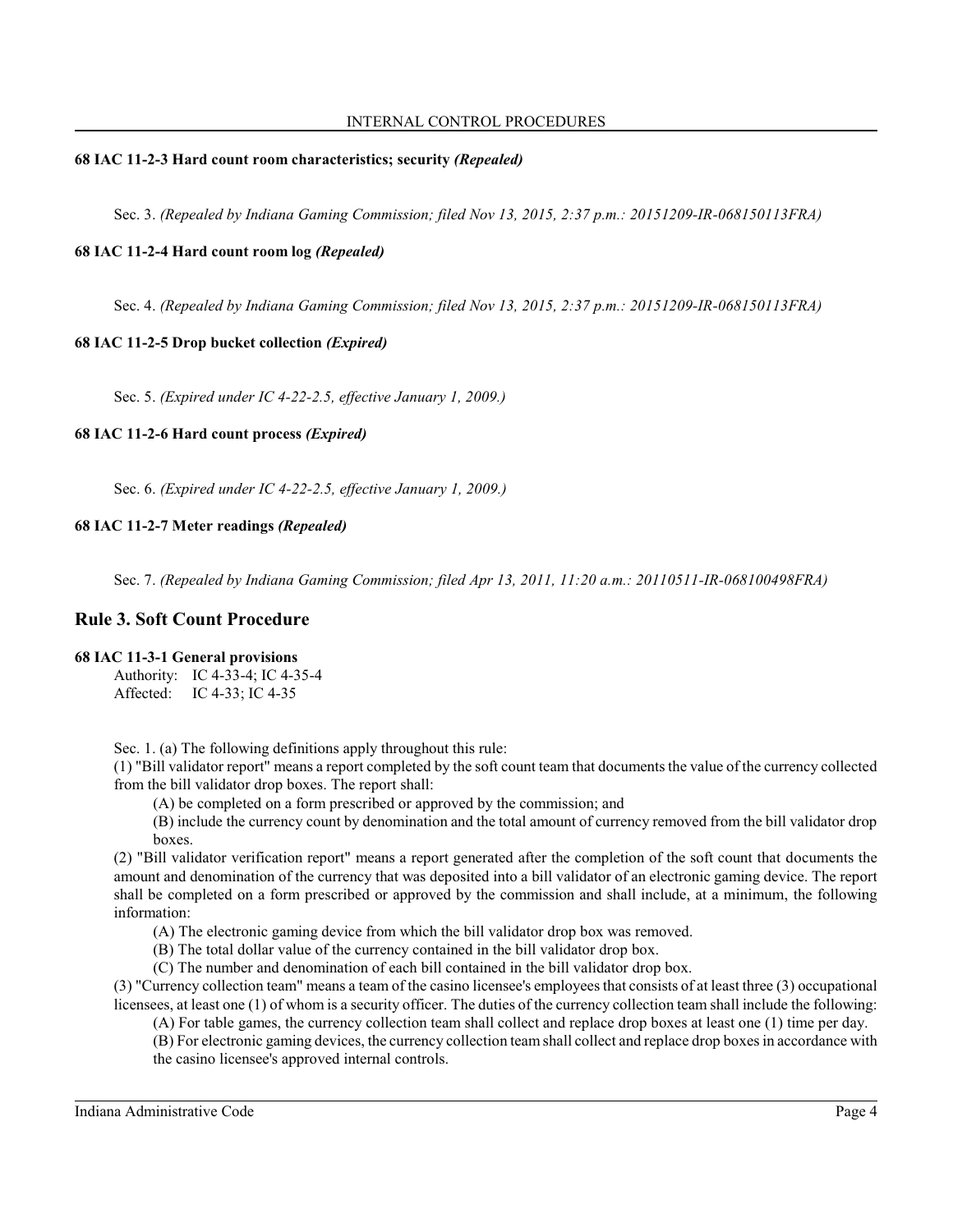### 68 IAC 11-2-3 Hard count room characteristics; security *(Repealed)*

Sec. 3. *(Repealed by Indiana Gaming Commission; filed Nov 13, 2015, 2:37 p.m.: 20151209-IR-068150113FRA)*

### 68 IAC 11-2-4 Hard count room log *(Repealed)*

Sec. 4. *(Repealed by Indiana Gaming Commission; filed Nov 13, 2015, 2:37 p.m.: 20151209-IR-068150113FRA)*

### 68 IAC 11-2-5 Drop bucket collection *(Expired)*

Sec. 5. *(Expired under IC 4-22-2.5, effective January 1, 2009.)*

### 68 IAC 11-2-6 Hard count process *(Expired)*

Sec. 6. *(Expired under IC 4-22-2.5, effective January 1, 2009.)*

### 68 IAC 11-2-7 Meter readings *(Repealed)*

Sec. 7. *(Repealed by Indiana Gaming Commission; filed Apr 13, 2011, 11:20 a.m.: 20110511-IR-068100498FRA)*

## Rule 3. Soft Count Procedure

### 68 IAC 11-3-1 General provisions

Authority: IC 4-33-4; IC 4-35-4
Affected: IC 4-33; IC 4-35

Sec. 1. (a) The following definitions apply throughout this rule:

(1) "Bill validator report" means a report completed by the soft count team that documents the value of the currency collected from the bill validator drop boxes. The report shall:

(A) be completed on a form prescribed or approved by the commission; and

(B) include the currency count by denomination and the total amount of currency removed from the bill validator drop boxes.

(2) "Bill validator verification report" means a report generated after the completion of the soft count that documents the amount and denomination of the currency that was deposited into a bill validator of an electronic gaming device. The report shall be completed on a form prescribed or approved by the commission and shall include, at a minimum, the following information:

(A) The electronic gaming device from which the bill validator drop box was removed.

(B) The total dollar value of the currency contained in the bill validator drop box.

(C) The number and denomination of each bill contained in the bill validator drop box.

(3) "Currency collection team" means a team of the casino licensee's employees that consists of at least three (3) occupational licensees, at least one (1) of whom is a security officer. The duties of the currency collection team shall include the following:

(A) For table games, the currency collection team shall collect and replace drop boxes at least one (1) time per day.

(B) For electronic gaming devices, the currency collection team shall collect and replace drop boxes in accordance with the casino licensee's approved internal controls.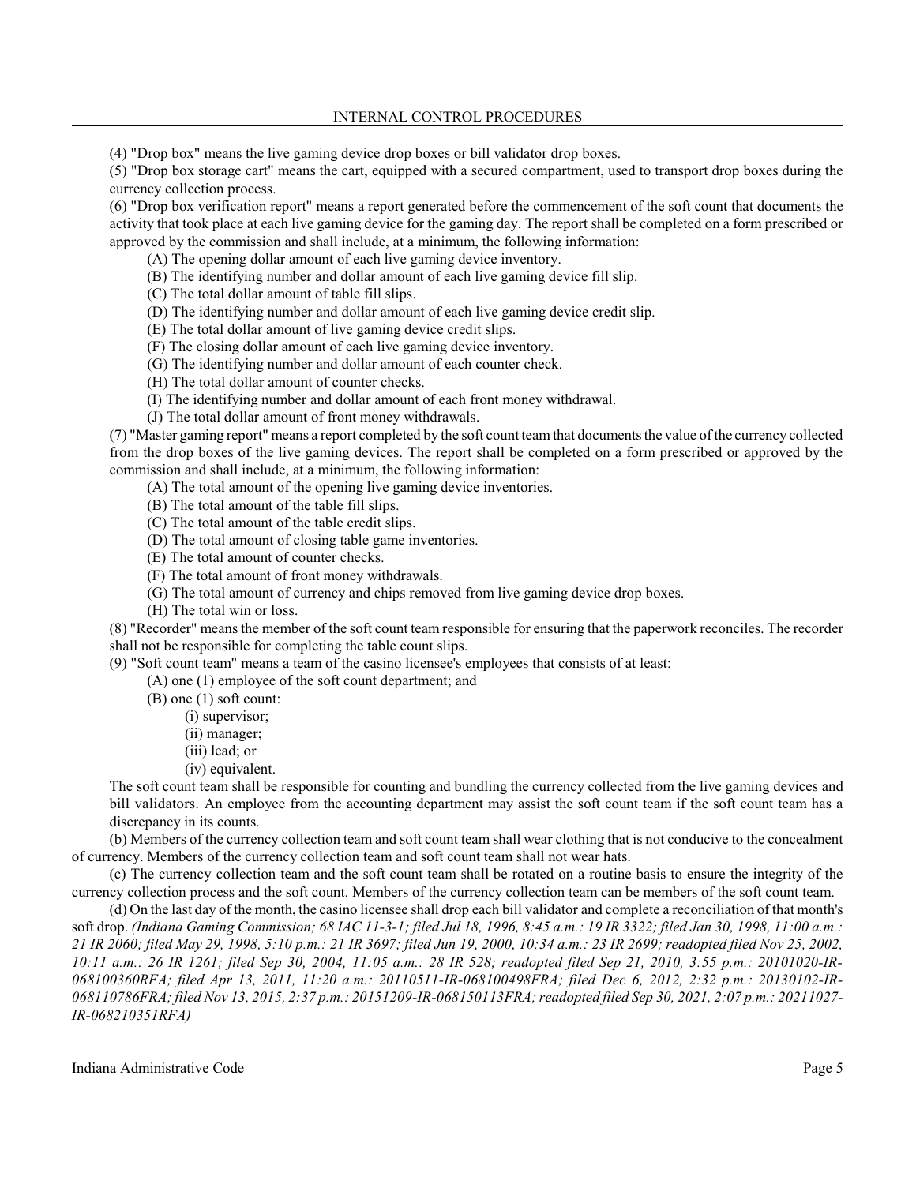(4) "Drop box" means the live gaming device drop boxes or bill validator drop boxes.

(5) "Drop box storage cart" means the cart, equipped with a secured compartment, used to transport drop boxes during the currency collection process.

(6) "Drop box verification report" means a report generated before the commencement of the soft count that documents the activity that took place at each live gaming device for the gaming day. The report shall be completed on a form prescribed or approved by the commission and shall include, at a minimum, the following information:

(A) The opening dollar amount of each live gaming device inventory.

(B) The identifying number and dollar amount of each live gaming device fill slip.

(C) The total dollar amount of table fill slips.

(D) The identifying number and dollar amount of each live gaming device credit slip.

(E) The total dollar amount of live gaming device credit slips.

(F) The closing dollar amount of each live gaming device inventory.

(G) The identifying number and dollar amount of each counter check.

(H) The total dollar amount of counter checks.

(I) The identifying number and dollar amount of each front money withdrawal.

(J) The total dollar amount of front money withdrawals.

(7) "Master gaming report" means a report completed by the soft count team that documents the value of the currency collected from the drop boxes of the live gaming devices. The report shall be completed on a form prescribed or approved by the commission and shall include, at a minimum, the following information:

(A) The total amount of the opening live gaming device inventories.

(B) The total amount of the table fill slips.

(C) The total amount of the table credit slips.

(D) The total amount of closing table game inventories.

(E) The total amount of counter checks.

(F) The total amount of front money withdrawals.

(G) The total amount of currency and chips removed from live gaming device drop boxes.

(H) The total win or loss.

(8) "Recorder" means the member of the soft count team responsible for ensuring that the paperwork reconciles. The recorder shall not be responsible for completing the table count slips.

(9) "Soft count team" means a team of the casino licensee's employees that consists of at least:

(A) one (1) employee of the soft count department; and

(B) one (1) soft count:

(i) supervisor;

(ii) manager;

(iii) lead; or

(iv) equivalent.

The soft count team shall be responsible for counting and bundling the currency collected from the live gaming devices and bill validators. An employee from the accounting department may assist the soft count team if the soft count team has a discrepancy in its counts.

(b) Members of the currency collection team and soft count team shall wear clothing that is not conducive to the concealment of currency. Members of the currency collection team and soft count team shall not wear hats.

(c) The currency collection team and the soft count team shall be rotated on a routine basis to ensure the integrity of the currency collection process and the soft count. Members of the currency collection team can be members of the soft count team.

(d) On the last day of the month, the casino licensee shall drop each bill validator and complete a reconciliation of that month's soft drop. *(Indiana Gaming Commission; 68 IAC 11-3-1; filed Jul 18, 1996, 8:45 a.m.: 19 IR 3322; filed Jan 30, 1998, 11:00 a.m.: 21 IR 2060; filed May 29, 1998, 5:10 p.m.: 21 IR 3697; filed Jun 19, 2000, 10:34 a.m.: 23 IR 2699; readopted filed Nov 25, 2002, 10:11 a.m.: 26 IR 1261; filed Sep 30, 2004, 11:05 a.m.: 28 IR 528; readopted filed Sep 21, 2010, 3:55 p.m.: 20101020-IR-068100360RFA; filed Apr 13, 2011, 11:20 a.m.: 20110511-IR-068100498FRA; filed Dec 6, 2012, 2:32 p.m.: 20130102-IR-068110786FRA; filed Nov 13, 2015, 2:37 p.m.: 20151209-IR-068150113FRA; readopted filed Sep 30, 2021, 2:07 p.m.: 20211027-IR-068210351RFA)*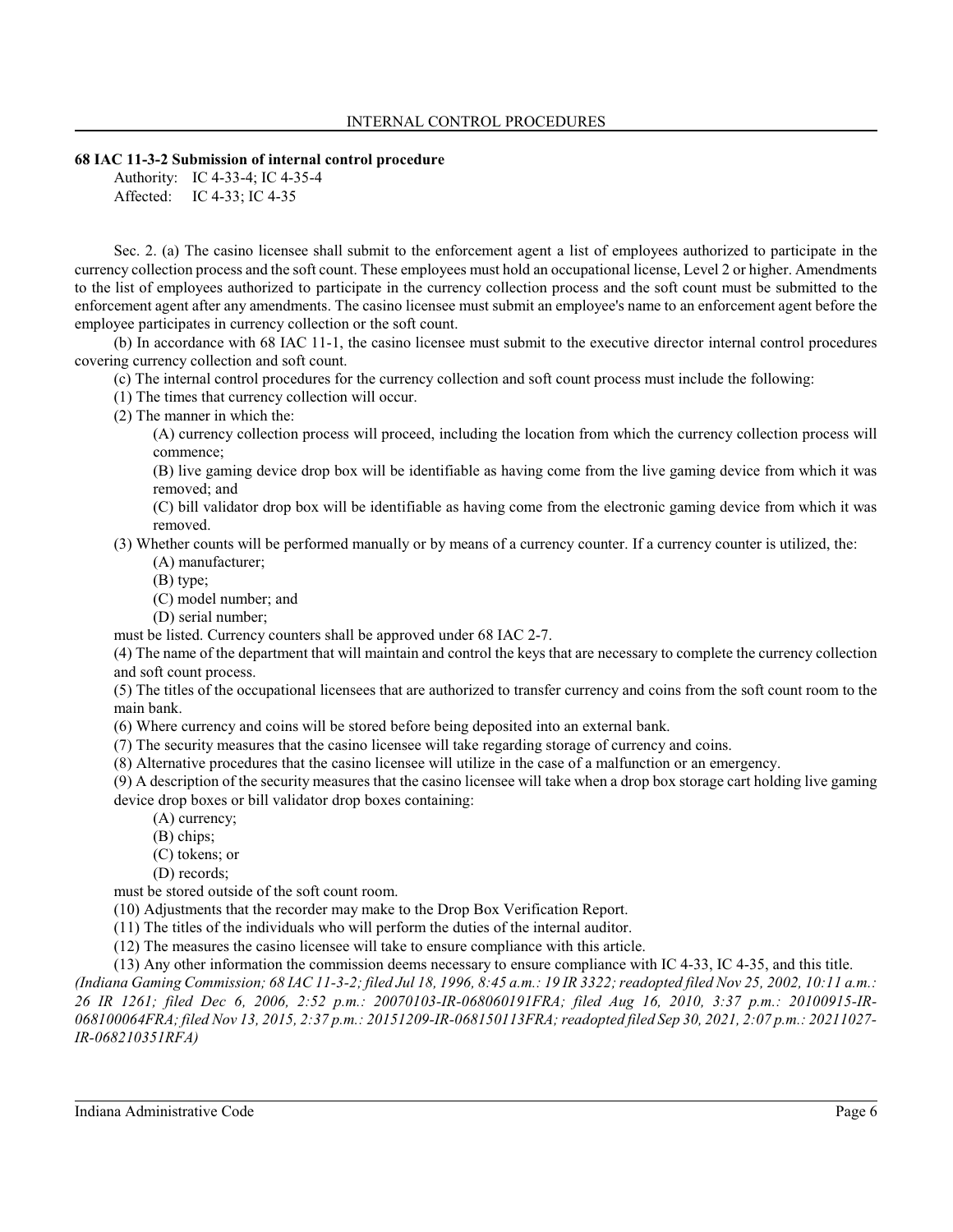**68 IAC 11-3-2 Submission of internal control procedure**

Authority: IC 4-33-4; IC 4-35-4
Affected: IC 4-33; IC 4-35

Sec. 2. (a) The casino licensee shall submit to the enforcement agent a list of employees authorized to participate in the currency collection process and the soft count. These employees must hold an occupational license, Level 2 or higher. Amendments to the list of employees authorized to participate in the currency collection process and the soft count must be submitted to the enforcement agent after any amendments. The casino licensee must submit an employee's name to an enforcement agent before the employee participates in currency collection or the soft count.

(b) In accordance with 68 IAC 11-1, the casino licensee must submit to the executive director internal control procedures covering currency collection and soft count.

(c) The internal control procedures for the currency collection and soft count process must include the following:

(1) The times that currency collection will occur.

(2) The manner in which the:

(A) currency collection process will proceed, including the location from which the currency collection process will commence;

(B) live gaming device drop box will be identifiable as having come from the live gaming device from which it was removed; and

(C) bill validator drop box will be identifiable as having come from the electronic gaming device from which it was removed.

(3) Whether counts will be performed manually or by means of a currency counter. If a currency counter is utilized, the:

(A) manufacturer;

(B) type;

(C) model number; and

(D) serial number;

must be listed. Currency counters shall be approved under 68 IAC 2-7.

(4) The name of the department that will maintain and control the keys that are necessary to complete the currency collection and soft count process.

(5) The titles of the occupational licensees that are authorized to transfer currency and coins from the soft count room to the main bank.

(6) Where currency and coins will be stored before being deposited into an external bank.

(7) The security measures that the casino licensee will take regarding storage of currency and coins.

(8) Alternative procedures that the casino licensee will utilize in the case of a malfunction or an emergency.

(9) A description of the security measures that the casino licensee will take when a drop box storage cart holding live gaming device drop boxes or bill validator drop boxes containing:

(A) currency;

(B) chips;

(C) tokens; or

(D) records;

must be stored outside of the soft count room.

(10) Adjustments that the recorder may make to the Drop Box Verification Report.

(11) The titles of the individuals who will perform the duties of the internal auditor.

(12) The measures the casino licensee will take to ensure compliance with this article.

(13) Any other information the commission deems necessary to ensure compliance with IC 4-33, IC 4-35, and this title.

*(Indiana Gaming Commission; 68 IAC 11-3-2; filed Jul 18, 1996, 8:45 a.m.: 19 IR 3322; readopted filed Nov 25, 2002, 10:11 a.m.: 26 IR 1261; filed Dec 6, 2006, 2:52 p.m.: 20070103-IR-068060191FRA; filed Aug 16, 2010, 3:37 p.m.: 20100915-IR-068100064FRA; filed Nov 13, 2015, 2:37 p.m.: 20151209-IR-068150113FRA; readopted filed Sep 30, 2021, 2:07 p.m.: 20211027-IR-068210351RFA)*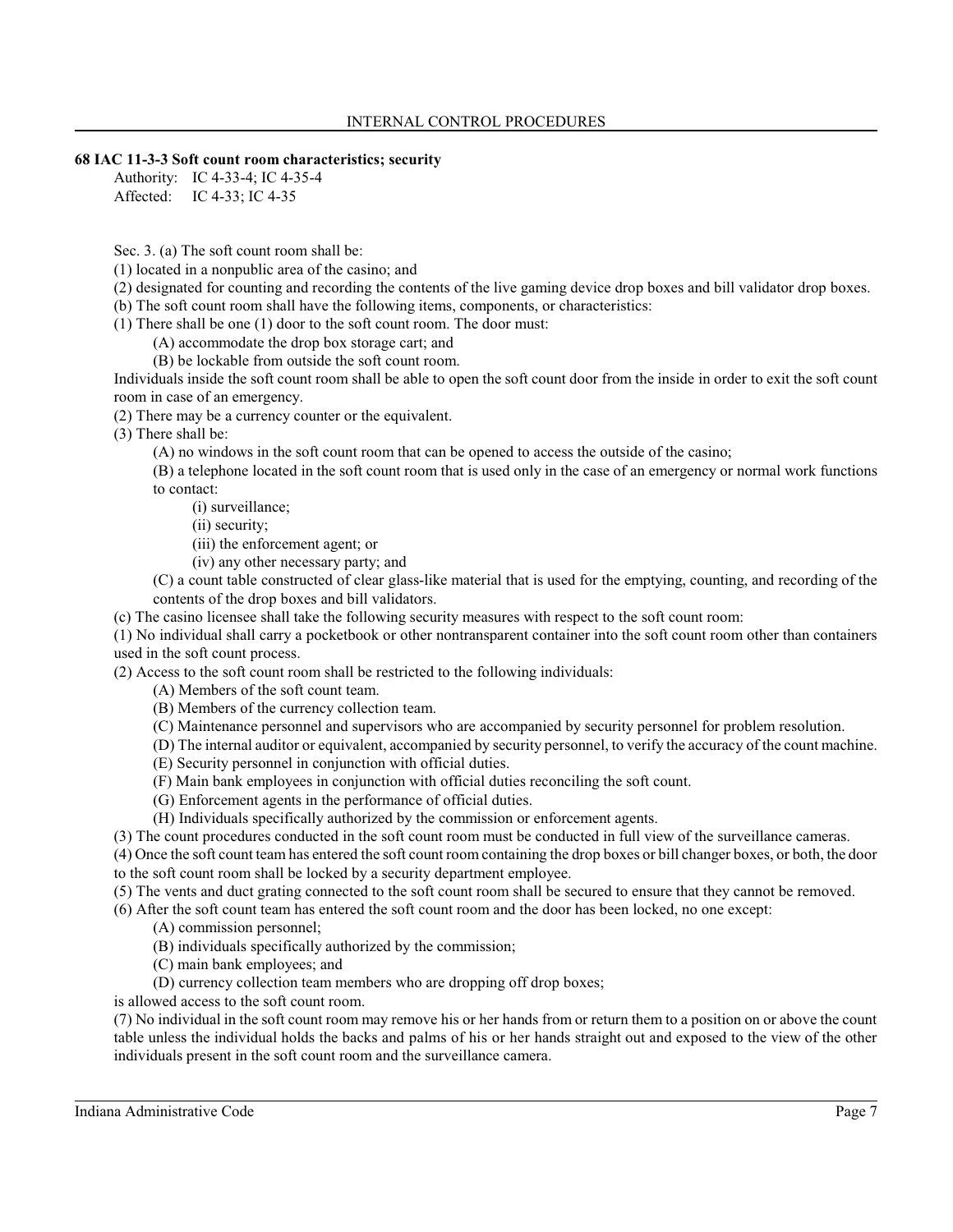## 68 IAC 11-3-3 Soft count room characteristics; security

Authority: IC 4-33-4; IC 4-35-4
Affected: IC 4-33; IC 4-35

Sec. 3. (a) The soft count room shall be:

(1) located in a nonpublic area of the casino; and

(2) designated for counting and recording the contents of the live gaming device drop boxes and bill validator drop boxes.

(b) The soft count room shall have the following items, components, or characteristics:

(1) There shall be one (1) door to the soft count room. The door must:

(A) accommodate the drop box storage cart; and

(B) be lockable from outside the soft count room.

Individuals inside the soft count room shall be able to open the soft count door from the inside in order to exit the soft count room in case of an emergency.

(2) There may be a currency counter or the equivalent.

(3) There shall be:

(A) no windows in the soft count room that can be opened to access the outside of the casino;

(B) a telephone located in the soft count room that is used only in the case of an emergency or normal work functions to contact:

(i) surveillance;

(ii) security;

(iii) the enforcement agent; or

(iv) any other necessary party; and

(C) a count table constructed of clear glass-like material that is used for the emptying, counting, and recording of the contents of the drop boxes and bill validators.

(c) The casino licensee shall take the following security measures with respect to the soft count room:

(1) No individual shall carry a pocketbook or other nontransparent container into the soft count room other than containers used in the soft count process.

(2) Access to the soft count room shall be restricted to the following individuals:

(A) Members of the soft count team.

(B) Members of the currency collection team.

(C) Maintenance personnel and supervisors who are accompanied by security personnel for problem resolution.

(D) The internal auditor or equivalent, accompanied by security personnel, to verify the accuracy of the count machine.

(E) Security personnel in conjunction with official duties.

(F) Main bank employees in conjunction with official duties reconciling the soft count.

(G) Enforcement agents in the performance of official duties.

(H) Individuals specifically authorized by the commission or enforcement agents.

(3) The count procedures conducted in the soft count room must be conducted in full view of the surveillance cameras.

(4) Once the soft count team has entered the soft count room containing the drop boxes or bill changer boxes, or both, the door to the soft count room shall be locked by a security department employee.

(5) The vents and duct grating connected to the soft count room shall be secured to ensure that they cannot be removed.

(6) After the soft count team has entered the soft count room and the door has been locked, no one except:

(A) commission personnel;

(B) individuals specifically authorized by the commission;

(C) main bank employees; and

(D) currency collection team members who are dropping off drop boxes;

is allowed access to the soft count room.

(7) No individual in the soft count room may remove his or her hands from or return them to a position on or above the count table unless the individual holds the backs and palms of his or her hands straight out and exposed to the view of the other individuals present in the soft count room and the surveillance camera.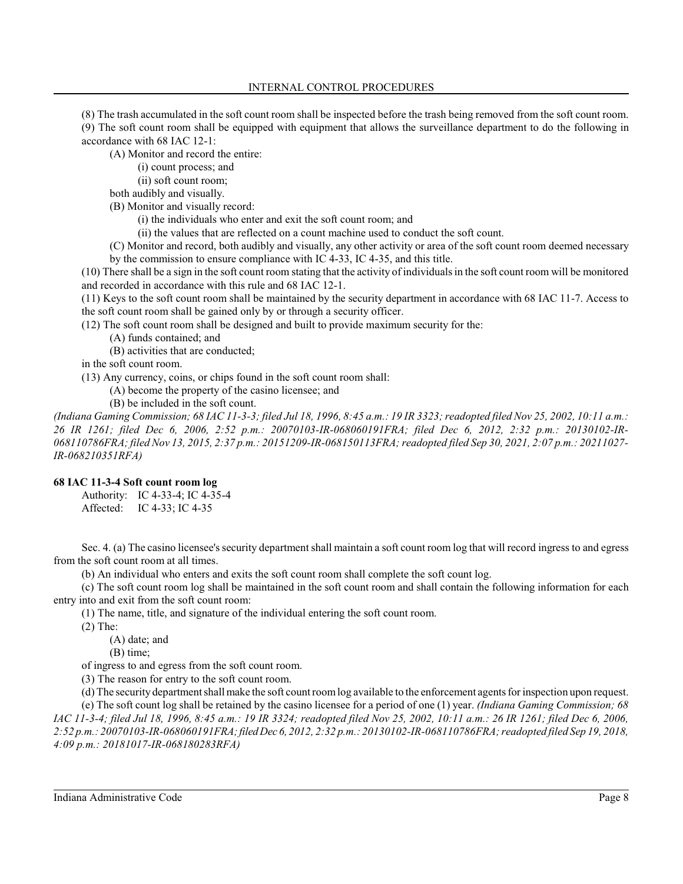(8) The trash accumulated in the soft count room shall be inspected before the trash being removed from the soft count room.

(9) The soft count room shall be equipped with equipment that allows the surveillance department to do the following in accordance with 68 IAC 12-1:

(A) Monitor and record the entire:

(i) count process; and

(ii) soft count room;

both audibly and visually.

(B) Monitor and visually record:

(i) the individuals who enter and exit the soft count room; and

(ii) the values that are reflected on a count machine used to conduct the soft count.

(C) Monitor and record, both audibly and visually, any other activity or area of the soft count room deemed necessary by the commission to ensure compliance with IC 4-33, IC 4-35, and this title.

(10) There shall be a sign in the soft count room stating that the activity of individuals in the soft count room will be monitored and recorded in accordance with this rule and 68 IAC 12-1.

(11) Keys to the soft count room shall be maintained by the security department in accordance with 68 IAC 11-7. Access to the soft count room shall be gained only by or through a security officer.

(12) The soft count room shall be designed and built to provide maximum security for the:

(A) funds contained; and

(B) activities that are conducted;

in the soft count room.

(13) Any currency, coins, or chips found in the soft count room shall:

(A) become the property of the casino licensee; and

(B) be included in the soft count.

*(Indiana Gaming Commission; 68 IAC 11-3-3; filed Jul 18, 1996, 8:45 a.m.: 19 IR 3323; readopted filed Nov 25, 2002, 10:11 a.m.: 26 IR 1261; filed Dec 6, 2006, 2:52 p.m.: 20070103-IR-068060191FRA; filed Dec 6, 2012, 2:32 p.m.: 20130102-IR-068110786FRA; filed Nov 13, 2015, 2:37 p.m.: 20151209-IR-068150113FRA; readopted filed Sep 30, 2021, 2:07 p.m.: 20211027-IR-068210351RFA)*

**68 IAC 11-3-4 Soft count room log**

Authority: IC 4-33-4; IC 4-35-4
Affected: IC 4-33; IC 4-35

Sec. 4. (a) The casino licensee's security department shall maintain a soft count room log that will record ingress to and egress from the soft count room at all times.

(b) An individual who enters and exits the soft count room shall complete the soft count log.

(c) The soft count room log shall be maintained in the soft count room and shall contain the following information for each entry into and exit from the soft count room:

(1) The name, title, and signature of the individual entering the soft count room.

(2) The:

(A) date; and

(B) time;

of ingress to and egress from the soft count room.

(3) The reason for entry to the soft count room.

(d) The security department shall make the soft count room log available to the enforcement agents for inspection upon request.

(e) The soft count log shall be retained by the casino licensee for a period of one (1) year. *(Indiana Gaming Commission; 68 IAC 11-3-4; filed Jul 18, 1996, 8:45 a.m.: 19 IR 3324; readopted filed Nov 25, 2002, 10:11 a.m.: 26 IR 1261; filed Dec 6, 2006, 2:52 p.m.: 20070103-IR-068060191FRA; filed Dec 6, 2012, 2:32 p.m.: 20130102-IR-068110786FRA; readopted filed Sep 19, 2018, 4:09 p.m.: 20181017-IR-068180283RFA)*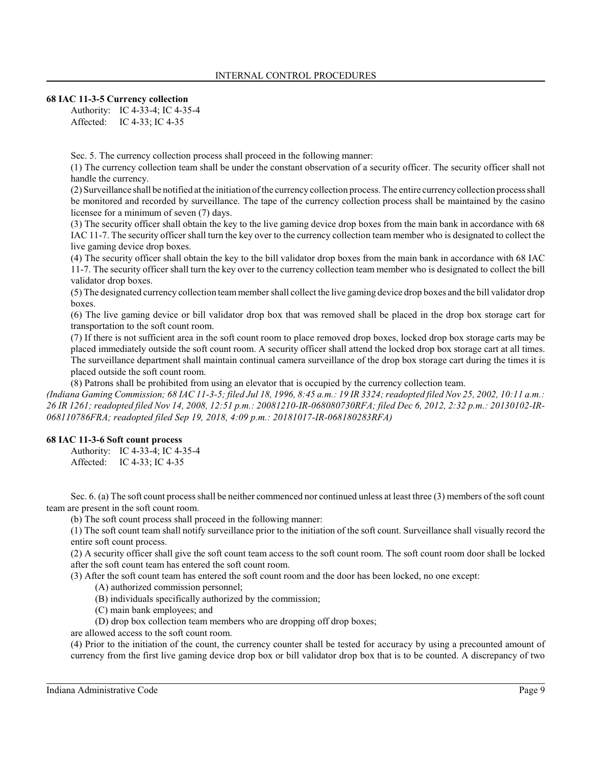**68 IAC 11-3-5 Currency collection**

Authority: IC 4-33-4; IC 4-35-4
Affected: IC 4-33; IC 4-35

Sec. 5. The currency collection process shall proceed in the following manner:

(1) The currency collection team shall be under the constant observation of a security officer. The security officer shall not handle the currency.

(2) Surveillance shall be notified at the initiation of the currency collection process. The entire currency collection process shall be monitored and recorded by surveillance. The tape of the currency collection process shall be maintained by the casino licensee for a minimum of seven (7) days.

(3) The security officer shall obtain the key to the live gaming device drop boxes from the main bank in accordance with 68 IAC 11-7. The security officer shall turn the key over to the currency collection team member who is designated to collect the live gaming device drop boxes.

(4) The security officer shall obtain the key to the bill validator drop boxes from the main bank in accordance with 68 IAC 11-7. The security officer shall turn the key over to the currency collection team member who is designated to collect the bill validator drop boxes.

(5) The designated currency collection team member shall collect the live gaming device drop boxes and the bill validator drop boxes.

(6) The live gaming device or bill validator drop box that was removed shall be placed in the drop box storage cart for transportation to the soft count room.

(7) If there is not sufficient area in the soft count room to place removed drop boxes, locked drop box storage carts may be placed immediately outside the soft count room. A security officer shall attend the locked drop box storage cart at all times. The surveillance department shall maintain continual camera surveillance of the drop box storage cart during the times it is placed outside the soft count room.

(8) Patrons shall be prohibited from using an elevator that is occupied by the currency collection team.

*(Indiana Gaming Commission; 68 IAC 11-3-5; filed Jul 18, 1996, 8:45 a.m.: 19 IR 3324; readopted filed Nov 25, 2002, 10:11 a.m.: 26 IR 1261; readopted filed Nov 14, 2008, 12:51 p.m.: 20081210-IR-068080730RFA; filed Dec 6, 2012, 2:32 p.m.: 20130102-IR-068110786FRA; readopted filed Sep 19, 2018, 4:09 p.m.: 20181017-IR-068180283RFA)*

**68 IAC 11-3-6 Soft count process**

Authority: IC 4-33-4; IC 4-35-4
Affected: IC 4-33; IC 4-35

Sec. 6. (a) The soft count process shall be neither commenced nor continued unless at least three (3) members of the soft count team are present in the soft count room.

(b) The soft count process shall proceed in the following manner:

(1) The soft count team shall notify surveillance prior to the initiation of the soft count. Surveillance shall visually record the entire soft count process.

(2) A security officer shall give the soft count team access to the soft count room. The soft count room door shall be locked after the soft count team has entered the soft count room.

(3) After the soft count team has entered the soft count room and the door has been locked, no one except:

(A) authorized commission personnel;

(B) individuals specifically authorized by the commission;

(C) main bank employees; and

(D) drop box collection team members who are dropping off drop boxes;

are allowed access to the soft count room.

(4) Prior to the initiation of the count, the currency counter shall be tested for accuracy by using a precounted amount of currency from the first live gaming device drop box or bill validator drop box that is to be counted. A discrepancy of two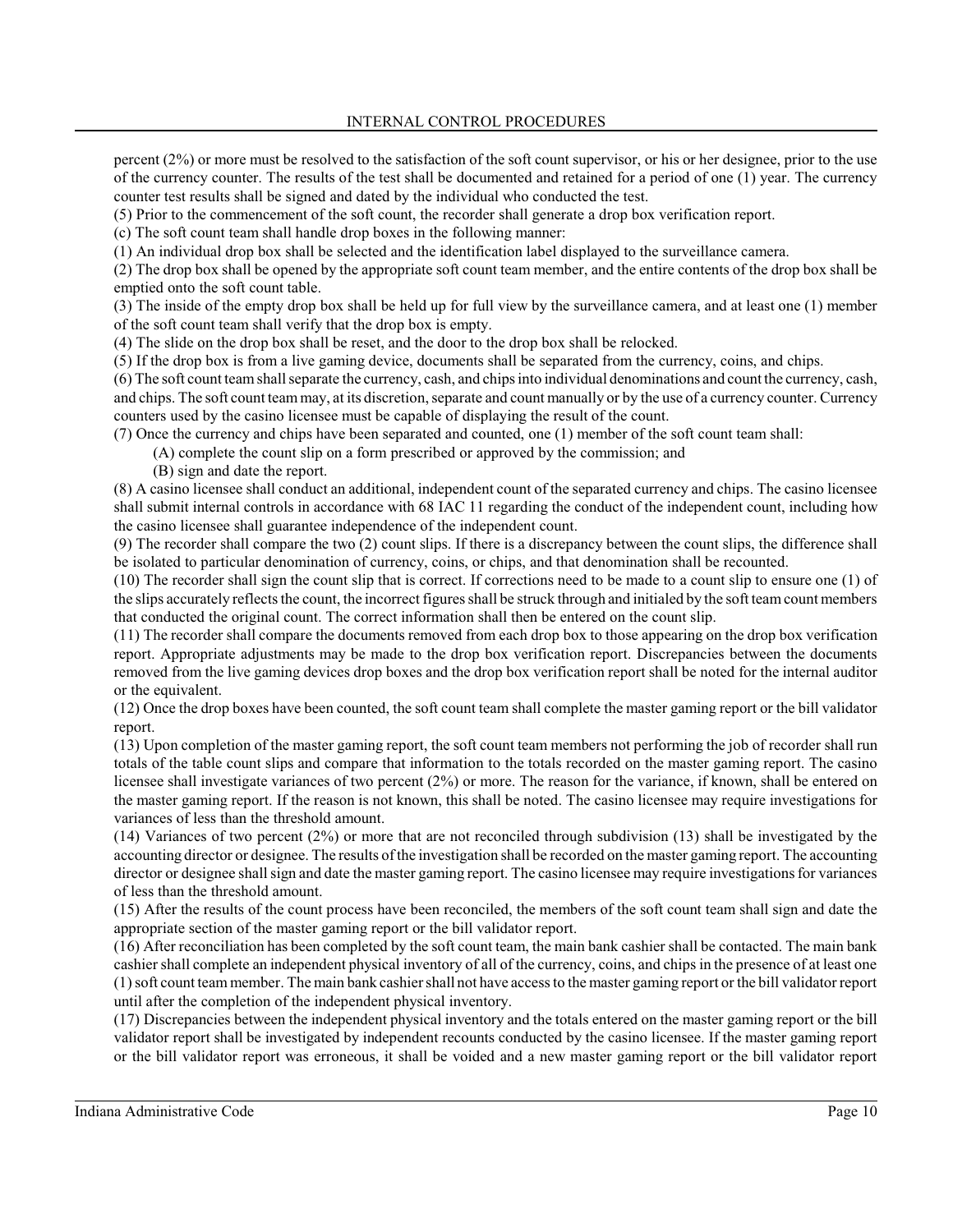percent (2%) or more must be resolved to the satisfaction of the soft count supervisor, or his or her designee, prior to the use of the currency counter. The results of the test shall be documented and retained for a period of one (1) year. The currency counter test results shall be signed and dated by the individual who conducted the test.

(5) Prior to the commencement of the soft count, the recorder shall generate a drop box verification report.

(c) The soft count team shall handle drop boxes in the following manner:

(1) An individual drop box shall be selected and the identification label displayed to the surveillance camera.

(2) The drop box shall be opened by the appropriate soft count team member, and the entire contents of the drop box shall be emptied onto the soft count table.

(3) The inside of the empty drop box shall be held up for full view by the surveillance camera, and at least one (1) member of the soft count team shall verify that the drop box is empty.

(4) The slide on the drop box shall be reset, and the door to the drop box shall be relocked.

(5) If the drop box is from a live gaming device, documents shall be separated from the currency, coins, and chips.

(6) The soft count team shall separate the currency, cash, and chips into individual denominations and count the currency, cash, and chips. The soft count team may, at its discretion, separate and count manually or by the use of a currency counter. Currency counters used by the casino licensee must be capable of displaying the result of the count.

(7) Once the currency and chips have been separated and counted, one (1) member of the soft count team shall:

(A) complete the count slip on a form prescribed or approved by the commission; and

(B) sign and date the report.

(8) A casino licensee shall conduct an additional, independent count of the separated currency and chips. The casino licensee shall submit internal controls in accordance with 68 IAC 11 regarding the conduct of the independent count, including how the casino licensee shall guarantee independence of the independent count.

(9) The recorder shall compare the two (2) count slips. If there is a discrepancy between the count slips, the difference shall be isolated to particular denomination of currency, coins, or chips, and that denomination shall be recounted.

(10) The recorder shall sign the count slip that is correct. If corrections need to be made to a count slip to ensure one (1) of the slips accurately reflects the count, the incorrect figures shall be struck through and initialed by the soft team count members that conducted the original count. The correct information shall then be entered on the count slip.

(11) The recorder shall compare the documents removed from each drop box to those appearing on the drop box verification report. Appropriate adjustments may be made to the drop box verification report. Discrepancies between the documents removed from the live gaming devices drop boxes and the drop box verification report shall be noted for the internal auditor or the equivalent.

(12) Once the drop boxes have been counted, the soft count team shall complete the master gaming report or the bill validator report.

(13) Upon completion of the master gaming report, the soft count team members not performing the job of recorder shall run totals of the table count slips and compare that information to the totals recorded on the master gaming report. The casino licensee shall investigate variances of two percent (2%) or more. The reason for the variance, if known, shall be entered on the master gaming report. If the reason is not known, this shall be noted. The casino licensee may require investigations for variances of less than the threshold amount.

(14) Variances of two percent (2%) or more that are not reconciled through subdivision (13) shall be investigated by the accounting director or designee. The results of the investigation shall be recorded on the master gaming report. The accounting director or designee shall sign and date the master gaming report. The casino licensee may require investigations for variances of less than the threshold amount.

(15) After the results of the count process have been reconciled, the members of the soft count team shall sign and date the appropriate section of the master gaming report or the bill validator report.

(16) After reconciliation has been completed by the soft count team, the main bank cashier shall be contacted. The main bank cashier shall complete an independent physical inventory of all of the currency, coins, and chips in the presence of at least one (1) soft count team member. The main bank cashier shall not have access to the master gaming report or the bill validator report until after the completion of the independent physical inventory.

(17) Discrepancies between the independent physical inventory and the totals entered on the master gaming report or the bill validator report shall be investigated by independent recounts conducted by the casino licensee. If the master gaming report or the bill validator report was erroneous, it shall be voided and a new master gaming report or the bill validator report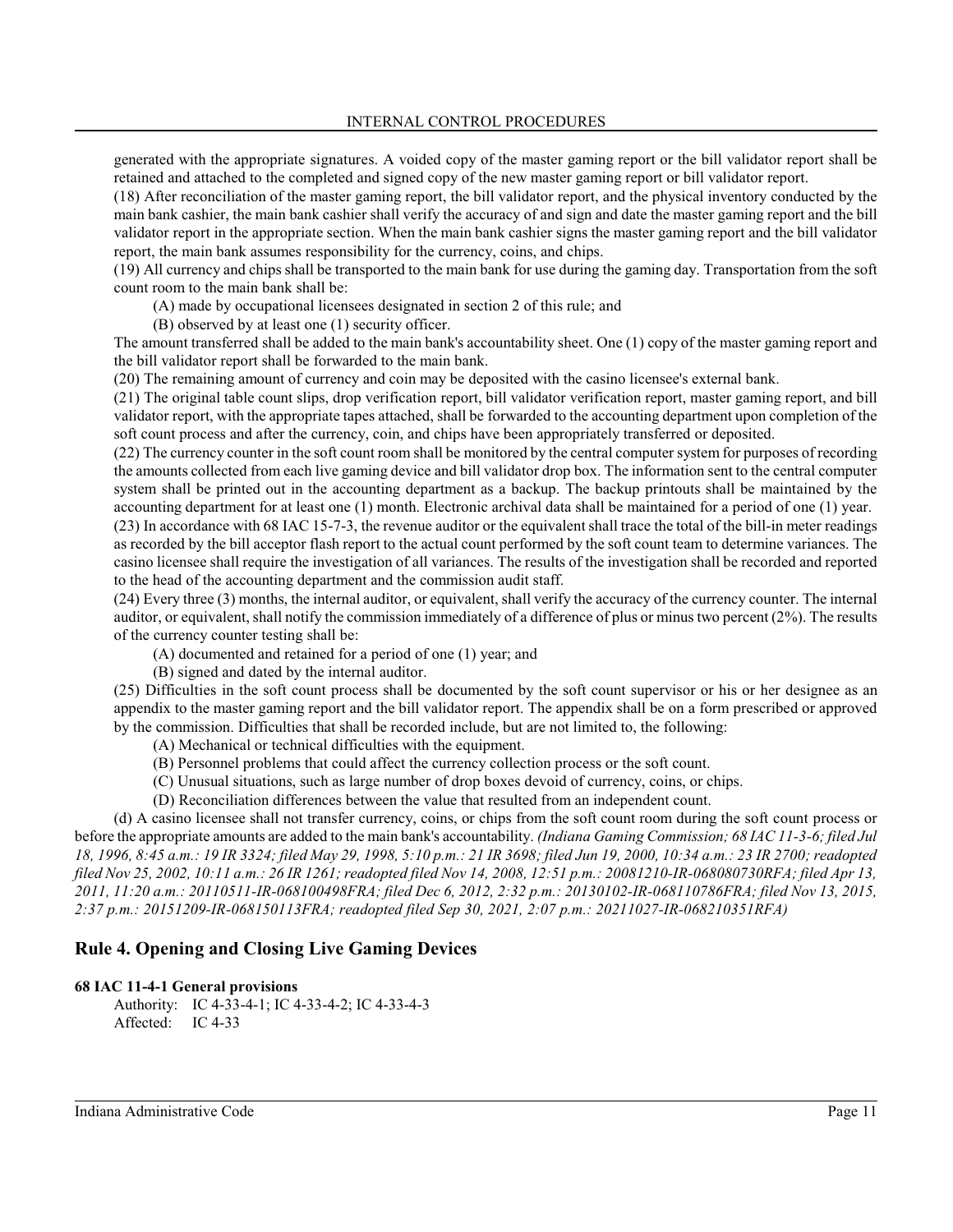generated with the appropriate signatures. A voided copy of the master gaming report or the bill validator report shall be retained and attached to the completed and signed copy of the new master gaming report or bill validator report.

(18) After reconciliation of the master gaming report, the bill validator report, and the physical inventory conducted by the main bank cashier, the main bank cashier shall verify the accuracy of and sign and date the master gaming report and the bill validator report in the appropriate section. When the main bank cashier signs the master gaming report and the bill validator report, the main bank assumes responsibility for the currency, coins, and chips.

(19) All currency and chips shall be transported to the main bank for use during the gaming day. Transportation from the soft count room to the main bank shall be:

(A) made by occupational licensees designated in section 2 of this rule; and

(B) observed by at least one (1) security officer.

The amount transferred shall be added to the main bank's accountability sheet. One (1) copy of the master gaming report and the bill validator report shall be forwarded to the main bank.

(20) The remaining amount of currency and coin may be deposited with the casino licensee's external bank.

(21) The original table count slips, drop verification report, bill validator verification report, master gaming report, and bill validator report, with the appropriate tapes attached, shall be forwarded to the accounting department upon completion of the soft count process and after the currency, coin, and chips have been appropriately transferred or deposited.

(22) The currency counter in the soft count room shall be monitored by the central computer system for purposes of recording the amounts collected from each live gaming device and bill validator drop box. The information sent to the central computer system shall be printed out in the accounting department as a backup. The backup printouts shall be maintained by the accounting department for at least one (1) month. Electronic archival data shall be maintained for a period of one (1) year.

(23) In accordance with 68 IAC 15-7-3, the revenue auditor or the equivalent shall trace the total of the bill-in meter readings as recorded by the bill acceptor flash report to the actual count performed by the soft count team to determine variances. The casino licensee shall require the investigation of all variances. The results of the investigation shall be recorded and reported to the head of the accounting department and the commission audit staff.

(24) Every three (3) months, the internal auditor, or equivalent, shall verify the accuracy of the currency counter. The internal auditor, or equivalent, shall notify the commission immediately of a difference of plus or minus two percent (2%). The results of the currency counter testing shall be:

(A) documented and retained for a period of one (1) year; and

(B) signed and dated by the internal auditor.

(25) Difficulties in the soft count process shall be documented by the soft count supervisor or his or her designee as an appendix to the master gaming report and the bill validator report. The appendix shall be on a form prescribed or approved by the commission. Difficulties that shall be recorded include, but are not limited to, the following:

(A) Mechanical or technical difficulties with the equipment.

(B) Personnel problems that could affect the currency collection process or the soft count.

(C) Unusual situations, such as large number of drop boxes devoid of currency, coins, or chips.

(D) Reconciliation differences between the value that resulted from an independent count.

(d) A casino licensee shall not transfer currency, coins, or chips from the soft count room during the soft count process or before the appropriate amounts are added to the main bank's accountability. *(Indiana Gaming Commission; 68 IAC 11-3-6; filed Jul 18, 1996, 8:45 a.m.: 19 IR 3324; filed May 29, 1998, 5:10 p.m.: 21 IR 3698; filed Jun 19, 2000, 10:34 a.m.: 23 IR 2700; readopted filed Nov 25, 2002, 10:11 a.m.: 26 IR 1261; readopted filed Nov 14, 2008, 12:51 p.m.: 20081210-IR-068080730RFA; filed Apr 13, 2011, 11:20 a.m.: 20110511-IR-068100498FRA; filed Dec 6, 2012, 2:32 p.m.: 20130102-IR-068110786FRA; filed Nov 13, 2015, 2:37 p.m.: 20151209-IR-068150113FRA; readopted filed Sep 30, 2021, 2:07 p.m.: 20211027-IR-068210351RFA)*

## Rule 4. Opening and Closing Live Gaming Devices

**68 IAC 11-4-1 General provisions**

Authority: IC 4-33-4-1; IC 4-33-4-2; IC 4-33-4-3
Affected: IC 4-33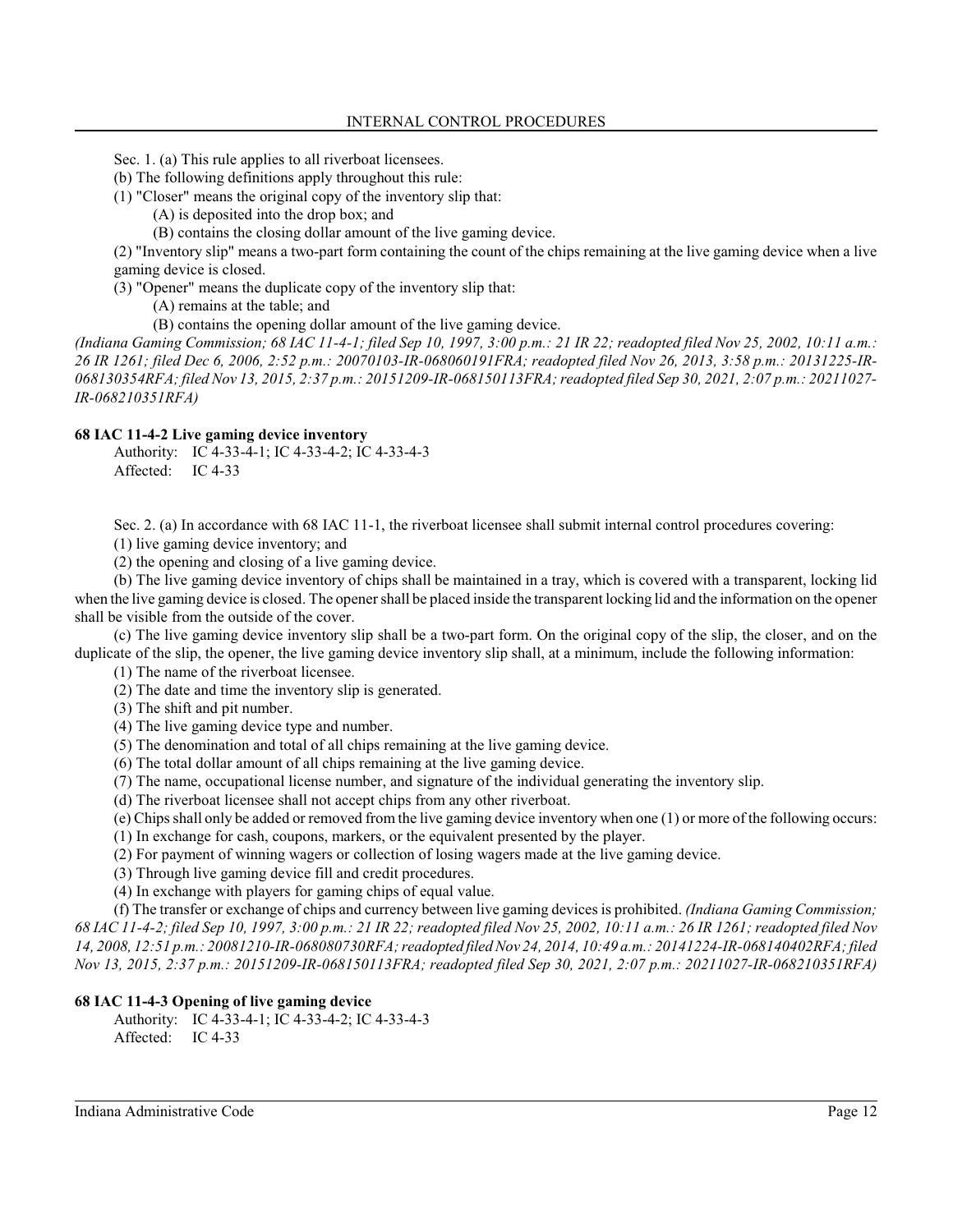Sec. 1. (a) This rule applies to all riverboat licensees.

(b) The following definitions apply throughout this rule:

(1) "Closer" means the original copy of the inventory slip that:

(A) is deposited into the drop box; and

(B) contains the closing dollar amount of the live gaming device.

(2) "Inventory slip" means a two-part form containing the count of the chips remaining at the live gaming device when a live gaming device is closed.

(3) "Opener" means the duplicate copy of the inventory slip that:

(A) remains at the table; and

(B) contains the opening dollar amount of the live gaming device.

*(Indiana Gaming Commission; 68 IAC 11-4-1; filed Sep 10, 1997, 3:00 p.m.: 21 IR 22; readopted filed Nov 25, 2002, 10:11 a.m.: 26 IR 1261; filed Dec 6, 2006, 2:52 p.m.: 20070103-IR-068060191FRA; readopted filed Nov 26, 2013, 3:58 p.m.: 20131225-IR-068130354RFA; filed Nov 13, 2015, 2:37 p.m.: 20151209-IR-068150113FRA; readopted filed Sep 30, 2021, 2:07 p.m.: 20211027-IR-068210351RFA)*

**68 IAC 11-4-2 Live gaming device inventory**

Authority: IC 4-33-4-1; IC 4-33-4-2; IC 4-33-4-3
Affected: IC 4-33

Sec. 2. (a) In accordance with 68 IAC 11-1, the riverboat licensee shall submit internal control procedures covering:

(1) live gaming device inventory; and

(2) the opening and closing of a live gaming device.

(b) The live gaming device inventory of chips shall be maintained in a tray, which is covered with a transparent, locking lid when the live gaming device is closed. The opener shall be placed inside the transparent locking lid and the information on the opener shall be visible from the outside of the cover.

(c) The live gaming device inventory slip shall be a two-part form. On the original copy of the slip, the closer, and on the duplicate of the slip, the opener, the live gaming device inventory slip shall, at a minimum, include the following information:

(1) The name of the riverboat licensee.

(2) The date and time the inventory slip is generated.

(3) The shift and pit number.

(4) The live gaming device type and number.

(5) The denomination and total of all chips remaining at the live gaming device.

(6) The total dollar amount of all chips remaining at the live gaming device.

(7) The name, occupational license number, and signature of the individual generating the inventory slip.

(d) The riverboat licensee shall not accept chips from any other riverboat.

(e) Chips shall only be added or removed from the live gaming device inventory when one (1) or more of the following occurs:

(1) In exchange for cash, coupons, markers, or the equivalent presented by the player.

(2) For payment of winning wagers or collection of losing wagers made at the live gaming device.

(3) Through live gaming device fill and credit procedures.

(4) In exchange with players for gaming chips of equal value.

(f) The transfer or exchange of chips and currency between live gaming devices is prohibited. *(Indiana Gaming Commission; 68 IAC 11-4-2; filed Sep 10, 1997, 3:00 p.m.: 21 IR 22; readopted filed Nov 25, 2002, 10:11 a.m.: 26 IR 1261; readopted filed Nov 14, 2008, 12:51 p.m.: 20081210-IR-068080730RFA; readopted filed Nov 24, 2014, 10:49 a.m.: 20141224-IR-068140402RFA; filed Nov 13, 2015, 2:37 p.m.: 20151209-IR-068150113FRA; readopted filed Sep 30, 2021, 2:07 p.m.: 20211027-IR-068210351RFA)*

**68 IAC 11-4-3 Opening of live gaming device**

Authority: IC 4-33-4-1; IC 4-33-4-2; IC 4-33-4-3
Affected: IC 4-33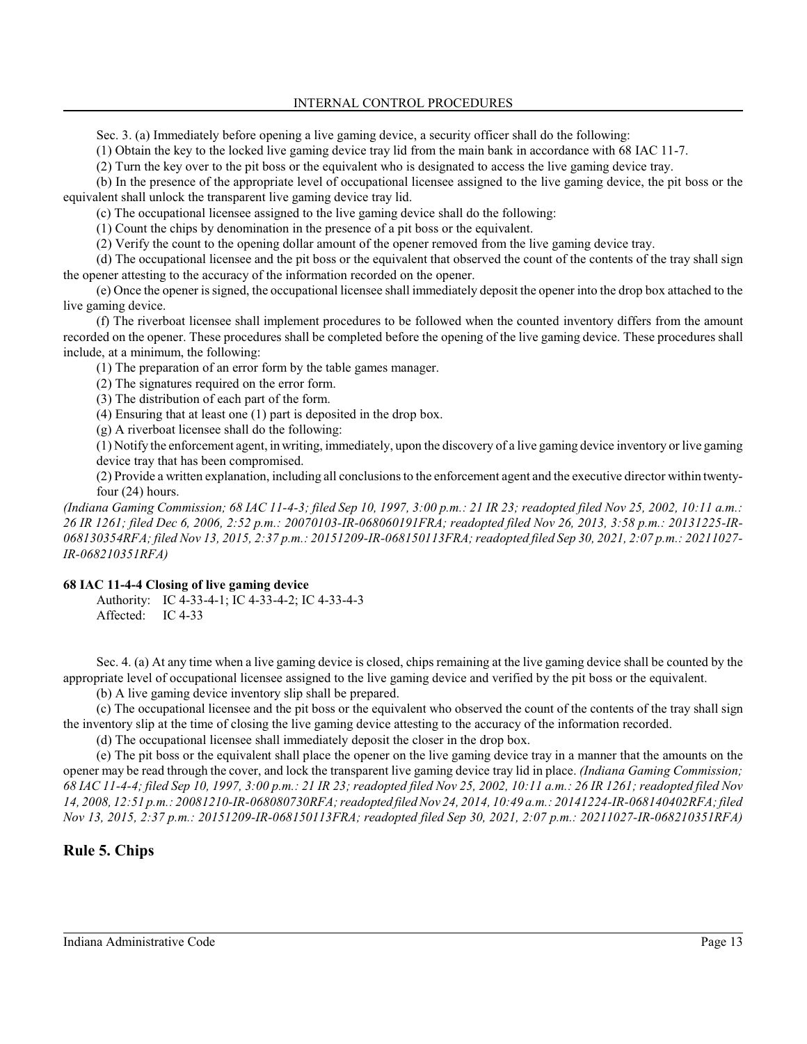Sec. 3. (a) Immediately before opening a live gaming device, a security officer shall do the following:

(1) Obtain the key to the locked live gaming device tray lid from the main bank in accordance with 68 IAC 11-7.

(2) Turn the key over to the pit boss or the equivalent who is designated to access the live gaming device tray.

(b) In the presence of the appropriate level of occupational licensee assigned to the live gaming device, the pit boss or the equivalent shall unlock the transparent live gaming device tray lid.

(c) The occupational licensee assigned to the live gaming device shall do the following:

(1) Count the chips by denomination in the presence of a pit boss or the equivalent.

(2) Verify the count to the opening dollar amount of the opener removed from the live gaming device tray.

(d) The occupational licensee and the pit boss or the equivalent that observed the count of the contents of the tray shall sign the opener attesting to the accuracy of the information recorded on the opener.

(e) Once the opener is signed, the occupational licensee shall immediately deposit the opener into the drop box attached to the live gaming device.

(f) The riverboat licensee shall implement procedures to be followed when the counted inventory differs from the amount recorded on the opener. These procedures shall be completed before the opening of the live gaming device. These procedures shall include, at a minimum, the following:

(1) The preparation of an error form by the table games manager.

(2) The signatures required on the error form.

(3) The distribution of each part of the form.

(4) Ensuring that at least one (1) part is deposited in the drop box.

(g) A riverboat licensee shall do the following:

(1) Notify the enforcement agent, in writing, immediately, upon the discovery of a live gaming device inventory or live gaming device tray that has been compromised.

(2) Provide a written explanation, including all conclusions to the enforcement agent and the executive director within twenty-four (24) hours.

*(Indiana Gaming Commission; 68 IAC 11-4-3; filed Sep 10, 1997, 3:00 p.m.: 21 IR 23; readopted filed Nov 25, 2002, 10:11 a.m.: 26 IR 1261; filed Dec 6, 2006, 2:52 p.m.: 20070103-IR-068060191FRA; readopted filed Nov 26, 2013, 3:58 p.m.: 20131225-IR-068130354RFA; filed Nov 13, 2015, 2:37 p.m.: 20151209-IR-068150113FRA; readopted filed Sep 30, 2021, 2:07 p.m.: 20211027-IR-068210351RFA)*

**68 IAC 11-4-4 Closing of live gaming device**

Authority: IC 4-33-4-1; IC 4-33-4-2; IC 4-33-4-3
Affected: IC 4-33

Sec. 4. (a) At any time when a live gaming device is closed, chips remaining at the live gaming device shall be counted by the appropriate level of occupational licensee assigned to the live gaming device and verified by the pit boss or the equivalent.

(b) A live gaming device inventory slip shall be prepared.

(c) The occupational licensee and the pit boss or the equivalent who observed the count of the contents of the tray shall sign the inventory slip at the time of closing the live gaming device attesting to the accuracy of the information recorded.

(d) The occupational licensee shall immediately deposit the closer in the drop box.

(e) The pit boss or the equivalent shall place the opener on the live gaming device tray in a manner that the amounts on the opener may be read through the cover, and lock the transparent live gaming device tray lid in place. *(Indiana Gaming Commission; 68 IAC 11-4-4; filed Sep 10, 1997, 3:00 p.m.: 21 IR 23; readopted filed Nov 25, 2002, 10:11 a.m.: 26 IR 1261; readopted filed Nov 14, 2008, 12:51 p.m.: 20081210-IR-068080730RFA; readopted filed Nov 24, 2014, 10:49 a.m.: 20141224-IR-068140402RFA; filed Nov 13, 2015, 2:37 p.m.: 20151209-IR-068150113FRA; readopted filed Sep 30, 2021, 2:07 p.m.: 20211027-IR-068210351RFA)*

## Rule 5. Chips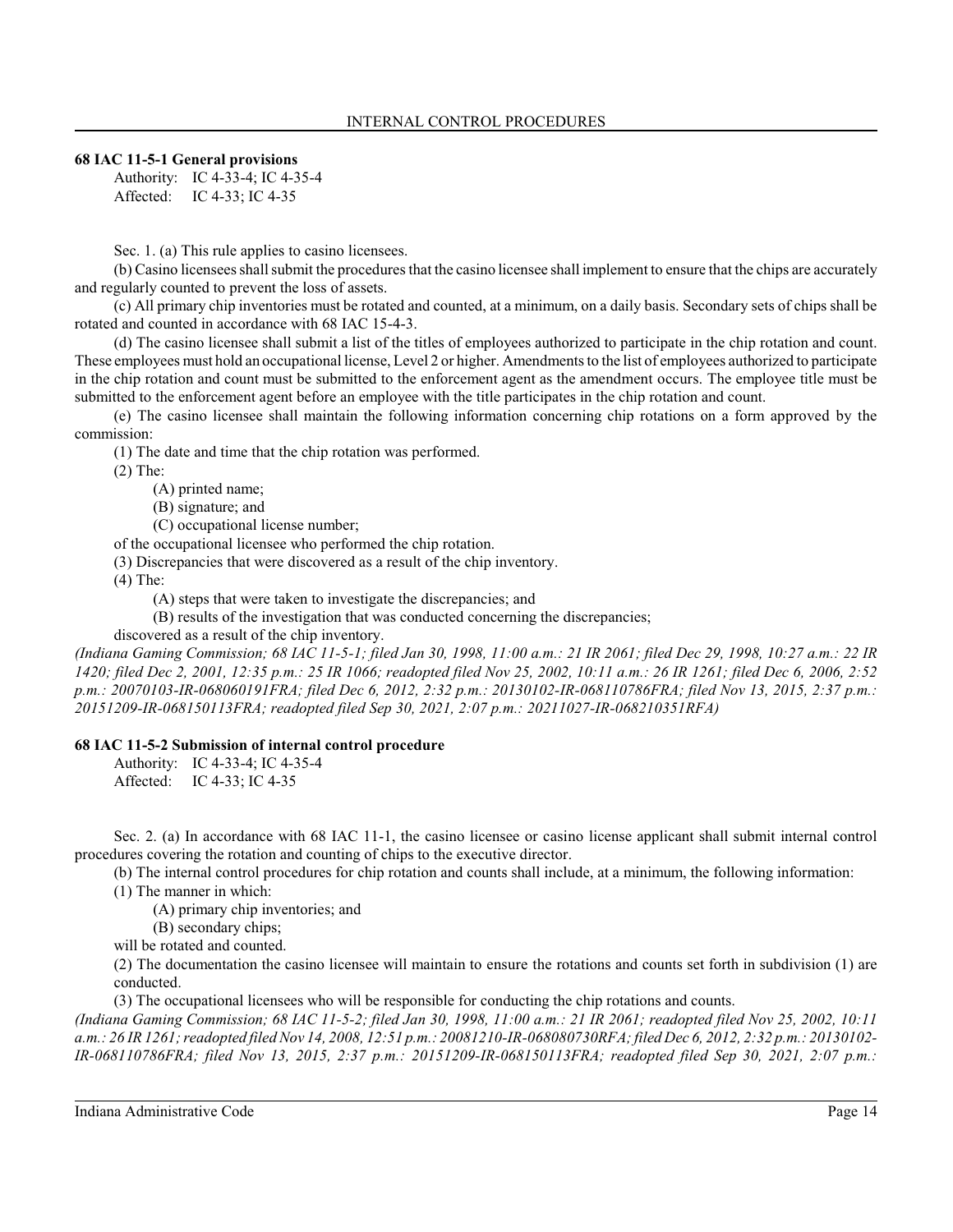### 68 IAC 11-5-1 General provisions

Authority: IC 4-33-4; IC 4-35-4
Affected: IC 4-33; IC 4-35

Sec. 1. (a) This rule applies to casino licensees.

(b) Casino licensees shall submit the procedures that the casino licensee shall implement to ensure that the chips are accurately and regularly counted to prevent the loss of assets.

(c) All primary chip inventories must be rotated and counted, at a minimum, on a daily basis. Secondary sets of chips shall be rotated and counted in accordance with 68 IAC 15-4-3.

(d) The casino licensee shall submit a list of the titles of employees authorized to participate in the chip rotation and count. These employees must hold an occupational license, Level 2 or higher. Amendments to the list of employees authorized to participate in the chip rotation and count must be submitted to the enforcement agent as the amendment occurs. The employee title must be submitted to the enforcement agent before an employee with the title participates in the chip rotation and count.

(e) The casino licensee shall maintain the following information concerning chip rotations on a form approved by the commission:

(1) The date and time that the chip rotation was performed.

(2) The:

(A) printed name;

(B) signature; and

(C) occupational license number;

of the occupational licensee who performed the chip rotation.

(3) Discrepancies that were discovered as a result of the chip inventory.

(4) The:

(A) steps that were taken to investigate the discrepancies; and

(B) results of the investigation that was conducted concerning the discrepancies;

discovered as a result of the chip inventory.

*(Indiana Gaming Commission; 68 IAC 11-5-1; filed Jan 30, 1998, 11:00 a.m.: 21 IR 2061; filed Dec 29, 1998, 10:27 a.m.: 22 IR 1420; filed Dec 2, 2001, 12:35 p.m.: 25 IR 1066; readopted filed Nov 25, 2002, 10:11 a.m.: 26 IR 1261; filed Dec 6, 2006, 2:52 p.m.: 20070103-IR-068060191FRA; filed Dec 6, 2012, 2:32 p.m.: 20130102-IR-068110786FRA; filed Nov 13, 2015, 2:37 p.m.: 20151209-IR-068150113FRA; readopted filed Sep 30, 2021, 2:07 p.m.: 20211027-IR-068210351RFA)*

### 68 IAC 11-5-2 Submission of internal control procedure

Authority: IC 4-33-4; IC 4-35-4
Affected: IC 4-33; IC 4-35

Sec. 2. (a) In accordance with 68 IAC 11-1, the casino licensee or casino license applicant shall submit internal control procedures covering the rotation and counting of chips to the executive director.

(b) The internal control procedures for chip rotation and counts shall include, at a minimum, the following information:

(1) The manner in which:

(A) primary chip inventories; and

(B) secondary chips;

will be rotated and counted.

(2) The documentation the casino licensee will maintain to ensure the rotations and counts set forth in subdivision (1) are conducted.

(3) The occupational licensees who will be responsible for conducting the chip rotations and counts.

*(Indiana Gaming Commission; 68 IAC 11-5-2; filed Jan 30, 1998, 11:00 a.m.: 21 IR 2061; readopted filed Nov 25, 2002, 10:11 a.m.: 26 IR 1261; readopted filed Nov 14, 2008, 12:51 p.m.: 20081210-IR-068080730RFA; filed Dec 6, 2012, 2:32 p.m.: 20130102-IR-068110786FRA; filed Nov 13, 2015, 2:37 p.m.: 20151209-IR-068150113FRA; readopted filed Sep 30, 2021, 2:07 p.m.:*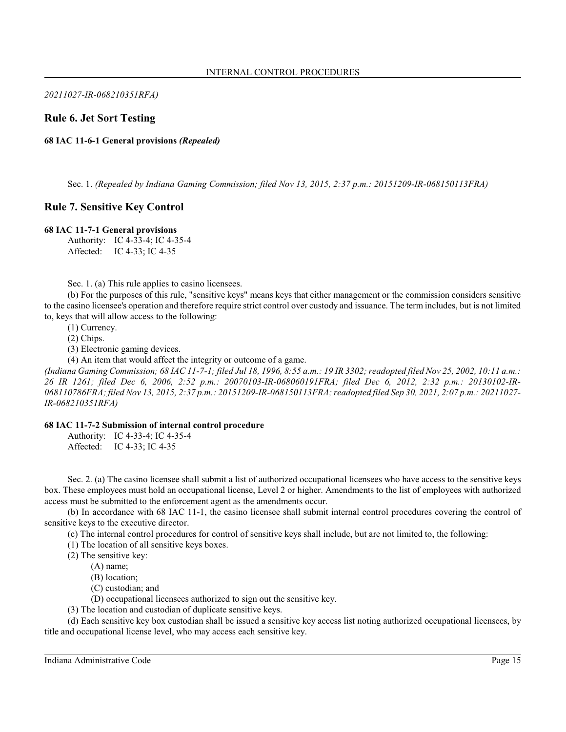*20211027-IR-068210351RFA)*

## Rule 6. Jet Sort Testing

**68 IAC 11-6-1 General provisions *(Repealed)***

Sec. 1. *(Repealed by Indiana Gaming Commission; filed Nov 13, 2015, 2:37 p.m.: 20151209-IR-068150113FRA)*

## Rule 7. Sensitive Key Control

**68 IAC 11-7-1 General provisions**

Authority: IC 4-33-4; IC 4-35-4
Affected: IC 4-33; IC 4-35

Sec. 1. (a) This rule applies to casino licensees.

(b) For the purposes of this rule, "sensitive keys" means keys that either management or the commission considers sensitive to the casino licensee's operation and therefore require strict control over custody and issuance. The term includes, but is not limited to, keys that will allow access to the following:

(1) Currency.

(2) Chips.

(3) Electronic gaming devices.

(4) An item that would affect the integrity or outcome of a game.

*(Indiana Gaming Commission; 68 IAC 11-7-1; filed Jul 18, 1996, 8:55 a.m.: 19 IR 3302; readopted filed Nov 25, 2002, 10:11 a.m.: 26 IR 1261; filed Dec 6, 2006, 2:52 p.m.: 20070103-IR-068060191FRA; filed Dec 6, 2012, 2:32 p.m.: 20130102-IR-068110786FRA; filed Nov 13, 2015, 2:37 p.m.: 20151209-IR-068150113FRA; readopted filed Sep 30, 2021, 2:07 p.m.: 20211027-IR-068210351RFA)*

**68 IAC 11-7-2 Submission of internal control procedure**

Authority: IC 4-33-4; IC 4-35-4
Affected: IC 4-33; IC 4-35

Sec. 2. (a) The casino licensee shall submit a list of authorized occupational licensees who have access to the sensitive keys box. These employees must hold an occupational license, Level 2 or higher. Amendments to the list of employees with authorized access must be submitted to the enforcement agent as the amendments occur.

(b) In accordance with 68 IAC 11-1, the casino licensee shall submit internal control procedures covering the control of sensitive keys to the executive director.

(c) The internal control procedures for control of sensitive keys shall include, but are not limited to, the following:

(1) The location of all sensitive keys boxes.

(2) The sensitive key:

(A) name;

(B) location;

(C) custodian; and

(D) occupational licensees authorized to sign out the sensitive key.

(3) The location and custodian of duplicate sensitive keys.

(d) Each sensitive key box custodian shall be issued a sensitive key access list noting authorized occupational licensees, by title and occupational license level, who may access each sensitive key.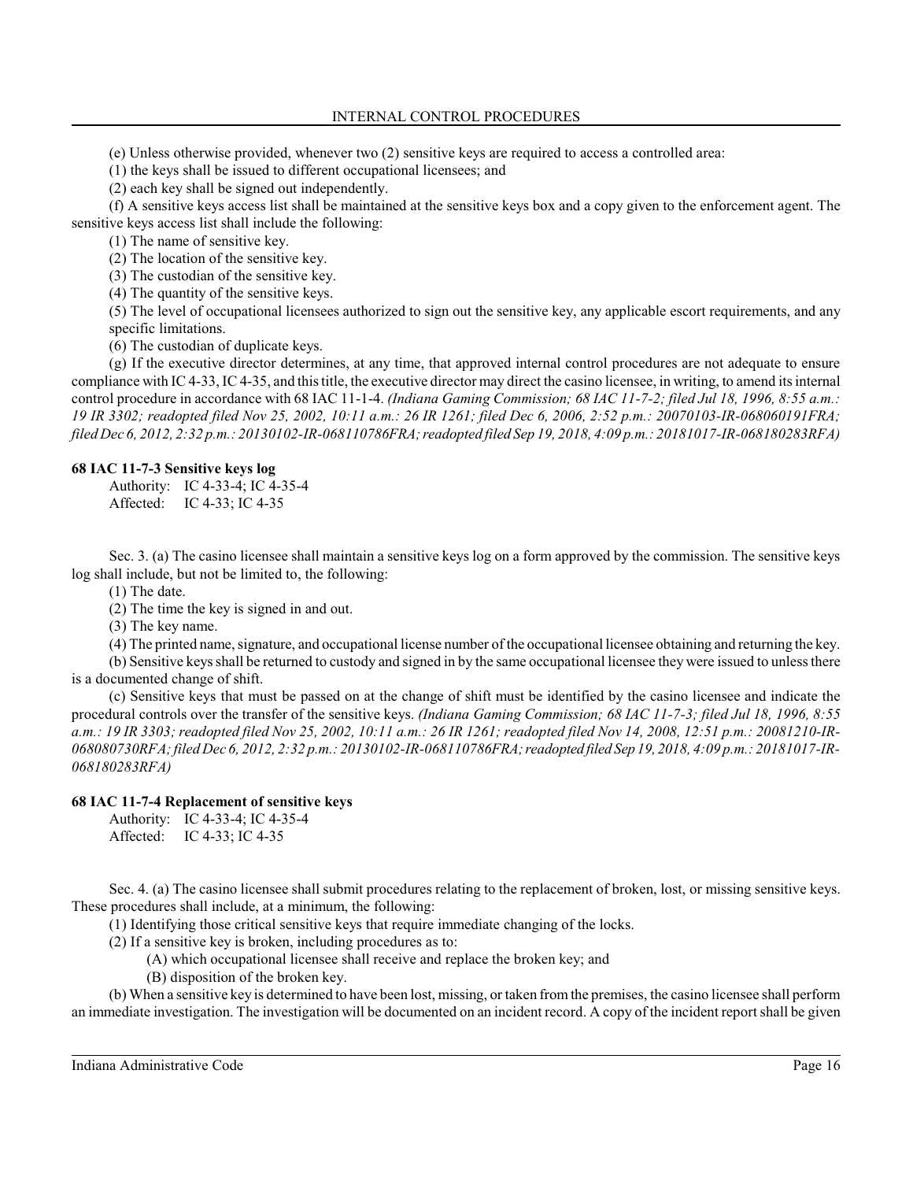(e) Unless otherwise provided, whenever two (2) sensitive keys are required to access a controlled area:

(1) the keys shall be issued to different occupational licensees; and

(2) each key shall be signed out independently.

(f) A sensitive keys access list shall be maintained at the sensitive keys box and a copy given to the enforcement agent. The sensitive keys access list shall include the following:

(1) The name of sensitive key.

(2) The location of the sensitive key.

(3) The custodian of the sensitive key.

(4) The quantity of the sensitive keys.

(5) The level of occupational licensees authorized to sign out the sensitive key, any applicable escort requirements, and any specific limitations.

(6) The custodian of duplicate keys.

(g) If the executive director determines, at any time, that approved internal control procedures are not adequate to ensure compliance with IC 4-33, IC 4-35, and this title, the executive director may direct the casino licensee, in writing, to amend its internal control procedure in accordance with 68 IAC 11-1-4. *(Indiana Gaming Commission; 68 IAC 11-7-2; filed Jul 18, 1996, 8:55 a.m.: 19 IR 3302; readopted filed Nov 25, 2002, 10:11 a.m.: 26 IR 1261; filed Dec 6, 2006, 2:52 p.m.: 20070103-IR-068060191FRA; filed Dec 6, 2012, 2:32 p.m.: 20130102-IR-068110786FRA; readopted filed Sep 19, 2018, 4:09 p.m.: 20181017-IR-068180283RFA)*

**68 IAC 11-7-3 Sensitive keys log**

Authority: IC 4-33-4; IC 4-35-4
Affected: IC 4-33; IC 4-35

Sec. 3. (a) The casino licensee shall maintain a sensitive keys log on a form approved by the commission. The sensitive keys log shall include, but not be limited to, the following:

(1) The date.

(2) The time the key is signed in and out.

(3) The key name.

(4) The printed name, signature, and occupational license number of the occupational licensee obtaining and returning the key.

(b) Sensitive keys shall be returned to custody and signed in by the same occupational licensee they were issued to unless there is a documented change of shift.

(c) Sensitive keys that must be passed on at the change of shift must be identified by the casino licensee and indicate the procedural controls over the transfer of the sensitive keys. *(Indiana Gaming Commission; 68 IAC 11-7-3; filed Jul 18, 1996, 8:55 a.m.: 19 IR 3303; readopted filed Nov 25, 2002, 10:11 a.m.: 26 IR 1261; readopted filed Nov 14, 2008, 12:51 p.m.: 20081210-IR-068080730RFA; filed Dec 6, 2012, 2:32 p.m.: 20130102-IR-068110786FRA; readopted filed Sep 19, 2018, 4:09 p.m.: 20181017-IR-068180283RFA)*

**68 IAC 11-7-4 Replacement of sensitive keys**

Authority: IC 4-33-4; IC 4-35-4
Affected: IC 4-33; IC 4-35

Sec. 4. (a) The casino licensee shall submit procedures relating to the replacement of broken, lost, or missing sensitive keys. These procedures shall include, at a minimum, the following:

(1) Identifying those critical sensitive keys that require immediate changing of the locks.

(2) If a sensitive key is broken, including procedures as to:

(A) which occupational licensee shall receive and replace the broken key; and

(B) disposition of the broken key.

(b) When a sensitive key is determined to have been lost, missing, or taken from the premises, the casino licensee shall perform an immediate investigation. The investigation will be documented on an incident record. A copy of the incident report shall be given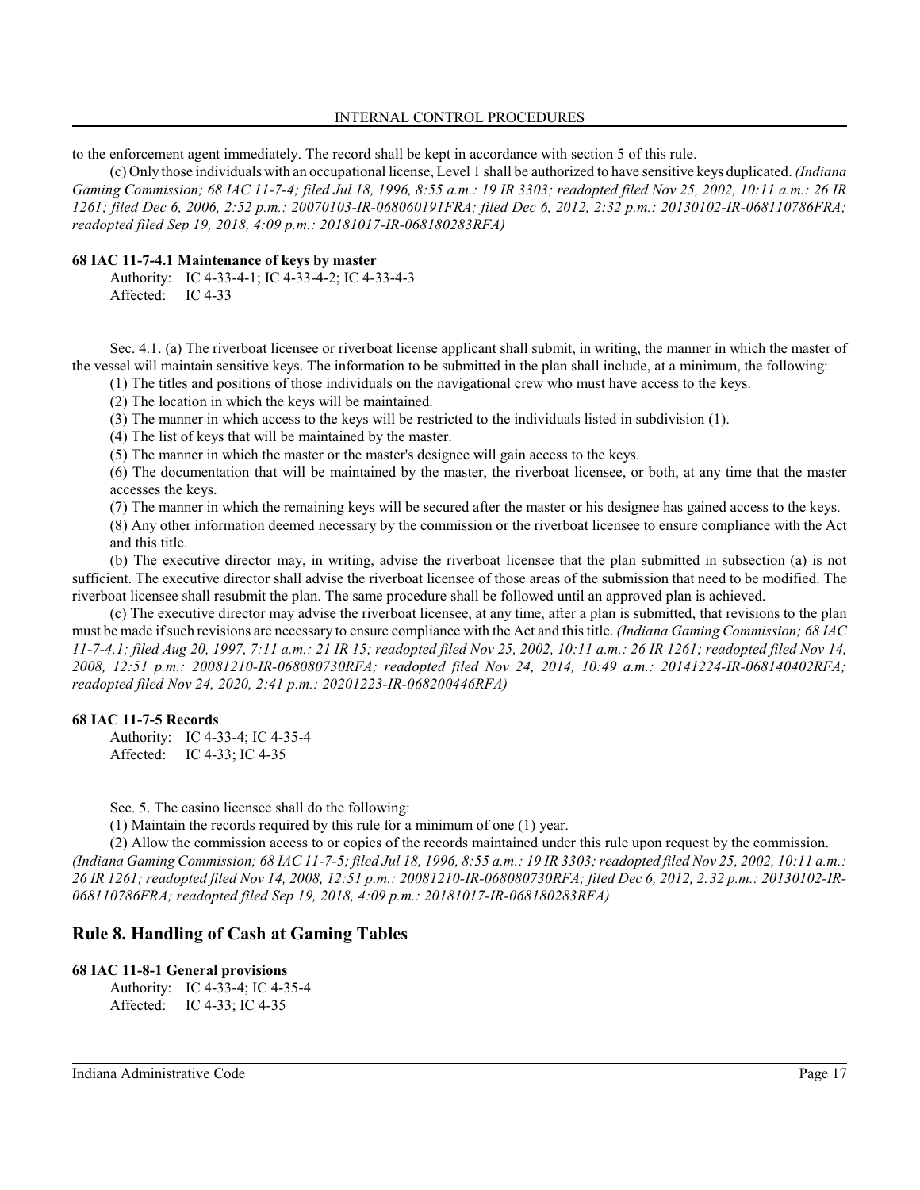to the enforcement agent immediately. The record shall be kept in accordance with section 5 of this rule.

(c) Only those individuals with an occupational license, Level 1 shall be authorized to have sensitive keys duplicated. *(Indiana Gaming Commission; 68 IAC 11-7-4; filed Jul 18, 1996, 8:55 a.m.: 19 IR 3303; readopted filed Nov 25, 2002, 10:11 a.m.: 26 IR 1261; filed Dec 6, 2006, 2:52 p.m.: 20070103-IR-068060191FRA; filed Dec 6, 2012, 2:32 p.m.: 20130102-IR-068110786FRA; readopted filed Sep 19, 2018, 4:09 p.m.: 20181017-IR-068180283RFA)*

#### 68 IAC 11-7-4.1 Maintenance of keys by master

Authority: IC 4-33-4-1; IC 4-33-4-2; IC 4-33-4-3
Affected: IC 4-33

Sec. 4.1. (a) The riverboat licensee or riverboat license applicant shall submit, in writing, the manner in which the master of the vessel will maintain sensitive keys. The information to be submitted in the plan shall include, at a minimum, the following:

(1) The titles and positions of those individuals on the navigational crew who must have access to the keys.

(2) The location in which the keys will be maintained.

(3) The manner in which access to the keys will be restricted to the individuals listed in subdivision (1).

(4) The list of keys that will be maintained by the master.

(5) The manner in which the master or the master's designee will gain access to the keys.

(6) The documentation that will be maintained by the master, the riverboat licensee, or both, at any time that the master accesses the keys.

(7) The manner in which the remaining keys will be secured after the master or his designee has gained access to the keys.

(8) Any other information deemed necessary by the commission or the riverboat licensee to ensure compliance with the Act and this title.

(b) The executive director may, in writing, advise the riverboat licensee that the plan submitted in subsection (a) is not sufficient. The executive director shall advise the riverboat licensee of those areas of the submission that need to be modified. The riverboat licensee shall resubmit the plan. The same procedure shall be followed until an approved plan is achieved.

(c) The executive director may advise the riverboat licensee, at any time, after a plan is submitted, that revisions to the plan must be made if such revisions are necessary to ensure compliance with the Act and this title. *(Indiana Gaming Commission; 68 IAC 11-7-4.1; filed Aug 20, 1997, 7:11 a.m.: 21 IR 15; readopted filed Nov 25, 2002, 10:11 a.m.: 26 IR 1261; readopted filed Nov 14, 2008, 12:51 p.m.: 20081210-IR-068080730RFA; readopted filed Nov 24, 2014, 10:49 a.m.: 20141224-IR-068140402RFA; readopted filed Nov 24, 2020, 2:41 p.m.: 20201223-IR-068200446RFA)*

#### 68 IAC 11-7-5 Records

Authority: IC 4-33-4; IC 4-35-4
Affected: IC 4-33; IC 4-35

Sec. 5. The casino licensee shall do the following:

(1) Maintain the records required by this rule for a minimum of one (1) year.

(2) Allow the commission access to or copies of the records maintained under this rule upon request by the commission. *(Indiana Gaming Commission; 68 IAC 11-7-5; filed Jul 18, 1996, 8:55 a.m.: 19 IR 3303; readopted filed Nov 25, 2002, 10:11 a.m.: 26 IR 1261; readopted filed Nov 14, 2008, 12:51 p.m.: 20081210-IR-068080730RFA; filed Dec 6, 2012, 2:32 p.m.: 20130102-IR-068110786FRA; readopted filed Sep 19, 2018, 4:09 p.m.: 20181017-IR-068180283RFA)*

## Rule 8. Handling of Cash at Gaming Tables

#### 68 IAC 11-8-1 General provisions

Authority: IC 4-33-4; IC 4-35-4
Affected: IC 4-33; IC 4-35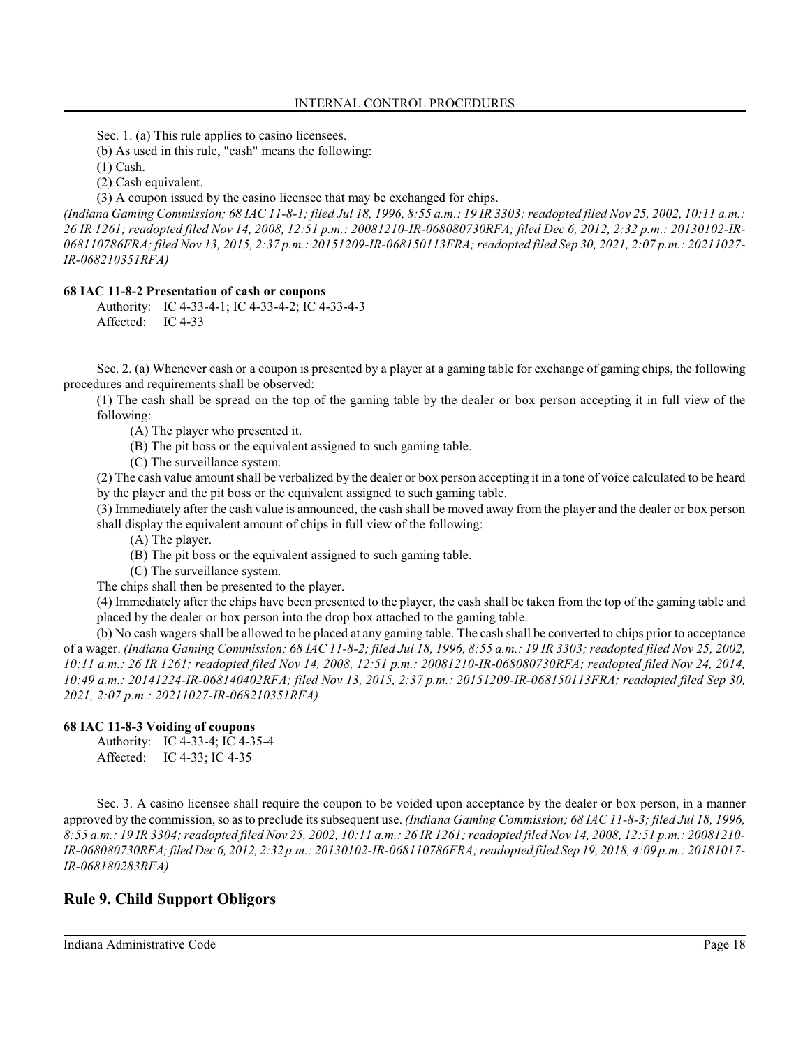Sec. 1. (a) This rule applies to casino licensees.

(b) As used in this rule, "cash" means the following:

(1) Cash.

(2) Cash equivalent.

(3) A coupon issued by the casino licensee that may be exchanged for chips.

*(Indiana Gaming Commission; 68 IAC 11-8-1; filed Jul 18, 1996, 8:55 a.m.: 19 IR 3303; readopted filed Nov 25, 2002, 10:11 a.m.: 26 IR 1261; readopted filed Nov 14, 2008, 12:51 p.m.: 20081210-IR-068080730RFA; filed Dec 6, 2012, 2:32 p.m.: 20130102-IR-068110786FRA; filed Nov 13, 2015, 2:37 p.m.: 20151209-IR-068150113FRA; readopted filed Sep 30, 2021, 2:07 p.m.: 20211027-IR-068210351RFA)*

**68 IAC 11-8-2 Presentation of cash or coupons**

Authority: IC 4-33-4-1; IC 4-33-4-2; IC 4-33-4-3
Affected: IC 4-33

Sec. 2. (a) Whenever cash or a coupon is presented by a player at a gaming table for exchange of gaming chips, the following procedures and requirements shall be observed:

(1) The cash shall be spread on the top of the gaming table by the dealer or box person accepting it in full view of the following:

(A) The player who presented it.

(B) The pit boss or the equivalent assigned to such gaming table.

(C) The surveillance system.

(2) The cash value amount shall be verbalized by the dealer or box person accepting it in a tone of voice calculated to be heard by the player and the pit boss or the equivalent assigned to such gaming table.

(3) Immediately after the cash value is announced, the cash shall be moved away from the player and the dealer or box person shall display the equivalent amount of chips in full view of the following:

(A) The player.

(B) The pit boss or the equivalent assigned to such gaming table.

(C) The surveillance system.

The chips shall then be presented to the player.

(4) Immediately after the chips have been presented to the player, the cash shall be taken from the top of the gaming table and placed by the dealer or box person into the drop box attached to the gaming table.

(b) No cash wagers shall be allowed to be placed at any gaming table. The cash shall be converted to chips prior to acceptance of a wager. *(Indiana Gaming Commission; 68 IAC 11-8-2; filed Jul 18, 1996, 8:55 a.m.: 19 IR 3303; readopted filed Nov 25, 2002, 10:11 a.m.: 26 IR 1261; readopted filed Nov 14, 2008, 12:51 p.m.: 20081210-IR-068080730RFA; readopted filed Nov 24, 2014, 10:49 a.m.: 20141224-IR-068140402RFA; filed Nov 13, 2015, 2:37 p.m.: 20151209-IR-068150113FRA; readopted filed Sep 30, 2021, 2:07 p.m.: 20211027-IR-068210351RFA)*

**68 IAC 11-8-3 Voiding of coupons**

Authority: IC 4-33-4; IC 4-35-4
Affected: IC 4-33; IC 4-35

Sec. 3. A casino licensee shall require the coupon to be voided upon acceptance by the dealer or box person, in a manner approved by the commission, so as to preclude its subsequent use. *(Indiana Gaming Commission; 68 IAC 11-8-3; filed Jul 18, 1996, 8:55 a.m.: 19 IR 3304; readopted filed Nov 25, 2002, 10:11 a.m.: 26 IR 1261; readopted filed Nov 14, 2008, 12:51 p.m.: 20081210-IR-068080730RFA; filed Dec 6, 2012, 2:32 p.m.: 20130102-IR-068110786FRA; readopted filed Sep 19, 2018, 4:09 p.m.: 20181017-IR-068180283RFA)*

## Rule 9. Child Support Obligors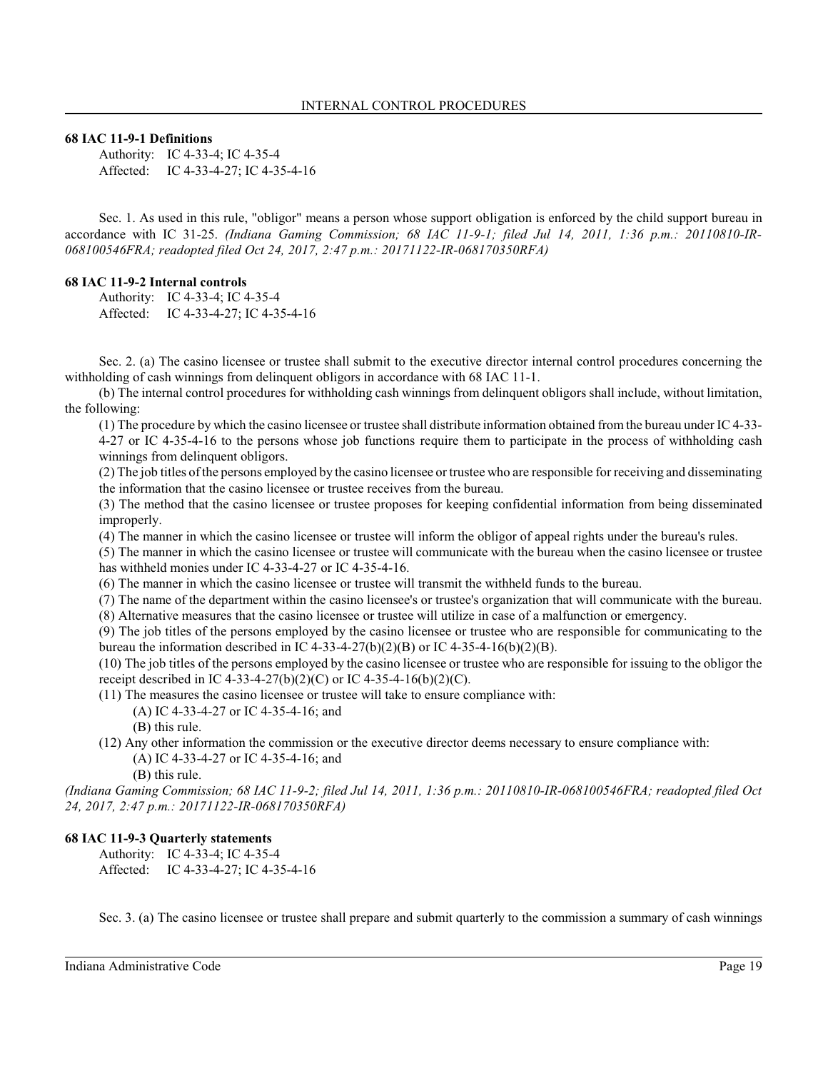### 68 IAC 11-9-1 Definitions

Authority: IC 4-33-4; IC 4-35-4
Affected: IC 4-33-4-27; IC 4-35-4-16

Sec. 1. As used in this rule, "obligor" means a person whose support obligation is enforced by the child support bureau in accordance with IC 31-25. *(Indiana Gaming Commission; 68 IAC 11-9-1; filed Jul 14, 2011, 1:36 p.m.: 20110810-IR-068100546FRA; readopted filed Oct 24, 2017, 2:47 p.m.: 20171122-IR-068170350RFA)*

### 68 IAC 11-9-2 Internal controls

Authority: IC 4-33-4; IC 4-35-4
Affected: IC 4-33-4-27; IC 4-35-4-16

Sec. 2. (a) The casino licensee or trustee shall submit to the executive director internal control procedures concerning the withholding of cash winnings from delinquent obligors in accordance with 68 IAC 11-1.

(b) The internal control procedures for withholding cash winnings from delinquent obligors shall include, without limitation, the following:

(1) The procedure by which the casino licensee or trustee shall distribute information obtained from the bureau under IC 4-33-4-27 or IC 4-35-4-16 to the persons whose job functions require them to participate in the process of withholding cash winnings from delinquent obligors.

(2) The job titles of the persons employed by the casino licensee or trustee who are responsible for receiving and disseminating the information that the casino licensee or trustee receives from the bureau.

(3) The method that the casino licensee or trustee proposes for keeping confidential information from being disseminated improperly.

(4) The manner in which the casino licensee or trustee will inform the obligor of appeal rights under the bureau's rules.

(5) The manner in which the casino licensee or trustee will communicate with the bureau when the casino licensee or trustee has withheld monies under IC 4-33-4-27 or IC 4-35-4-16.

(6) The manner in which the casino licensee or trustee will transmit the withheld funds to the bureau.

(7) The name of the department within the casino licensee's or trustee's organization that will communicate with the bureau.

(8) Alternative measures that the casino licensee or trustee will utilize in case of a malfunction or emergency.

(9) The job titles of the persons employed by the casino licensee or trustee who are responsible for communicating to the bureau the information described in IC 4-33-4-27(b)(2)(B) or IC 4-35-4-16(b)(2)(B).

(10) The job titles of the persons employed by the casino licensee or trustee who are responsible for issuing to the obligor the receipt described in IC 4-33-4-27(b)(2)(C) or IC 4-35-4-16(b)(2)(C).

(11) The measures the casino licensee or trustee will take to ensure compliance with:
(A) IC 4-33-4-27 or IC 4-35-4-16; and
(B) this rule.

(12) Any other information the commission or the executive director deems necessary to ensure compliance with:
(A) IC 4-33-4-27 or IC 4-35-4-16; and
(B) this rule.

*(Indiana Gaming Commission; 68 IAC 11-9-2; filed Jul 14, 2011, 1:36 p.m.: 20110810-IR-068100546FRA; readopted filed Oct 24, 2017, 2:47 p.m.: 20171122-IR-068170350RFA)*

### 68 IAC 11-9-3 Quarterly statements

Authority: IC 4-33-4; IC 4-35-4
Affected: IC 4-33-4-27; IC 4-35-4-16

Sec. 3. (a) The casino licensee or trustee shall prepare and submit quarterly to the commission a summary of cash winnings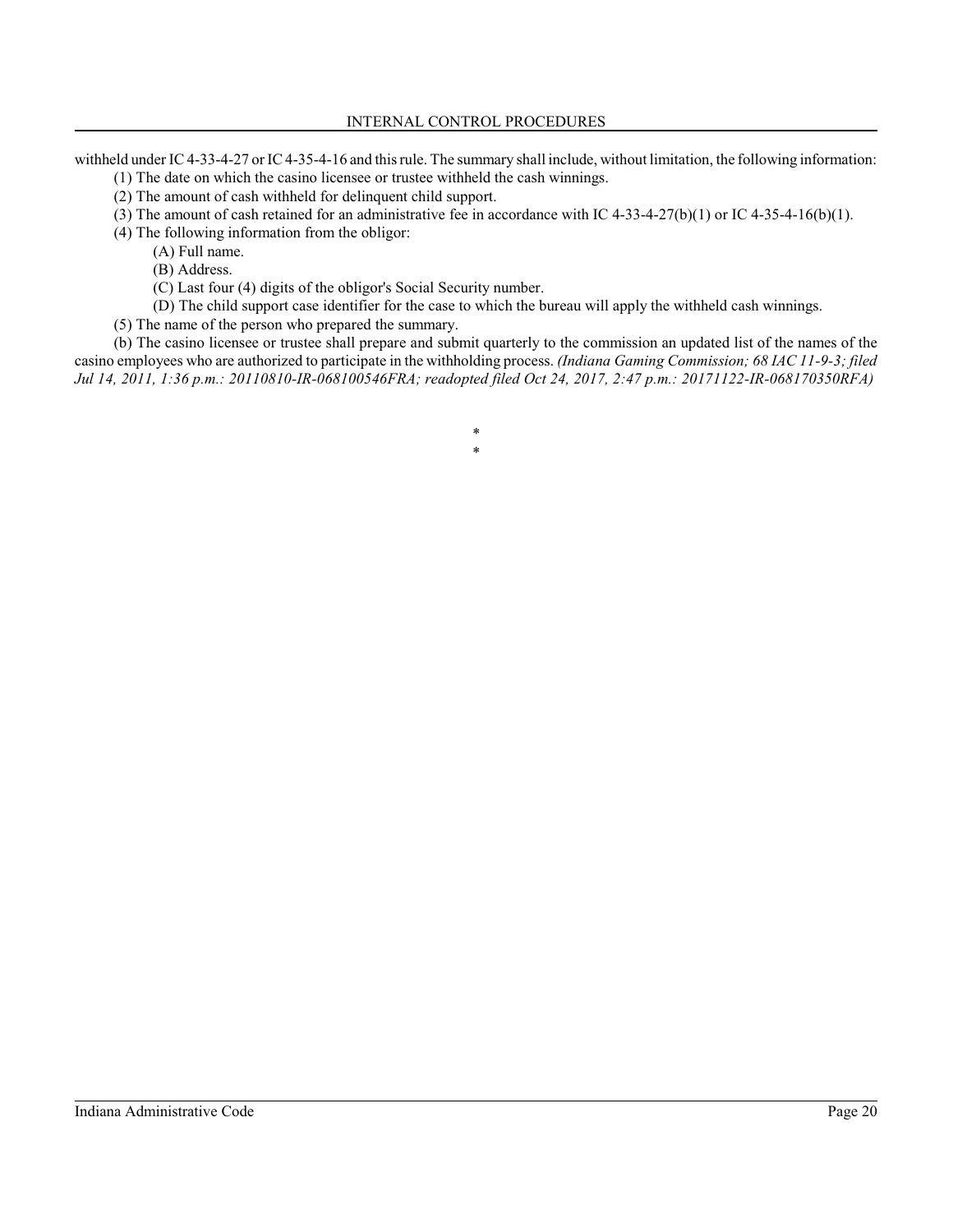withheld under IC 4-33-4-27 or IC 4-35-4-16 and this rule. The summary shall include, without limitation, the following information:

(1) The date on which the casino licensee or trustee withheld the cash winnings.

(2) The amount of cash withheld for delinquent child support.

(3) The amount of cash retained for an administrative fee in accordance with IC 4-33-4-27(b)(1) or IC 4-35-4-16(b)(1).

(4) The following information from the obligor:

(A) Full name.

(B) Address.

(C) Last four (4) digits of the obligor's Social Security number.

(D) The child support case identifier for the case to which the bureau will apply the withheld cash winnings.

(5) The name of the person who prepared the summary.

(b) The casino licensee or trustee shall prepare and submit quarterly to the commission an updated list of the names of the casino employees who are authorized to participate in the withholding process. *(Indiana Gaming Commission; 68 IAC 11-9-3; filed Jul 14, 2011, 1:36 p.m.: 20110810-IR-068100546FRA; readopted filed Oct 24, 2017, 2:47 p.m.: 20171122-IR-068170350RFA)*

*

*